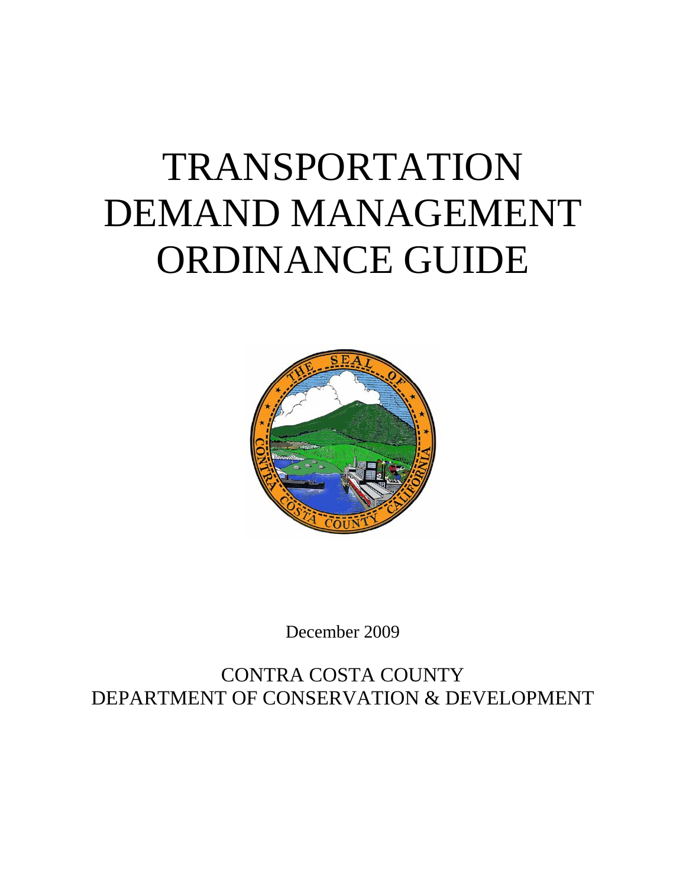# TRANSPORTATION DEMAND MANAGEMENT ORDINANCE GUIDE

December 2009

CONTRA COSTA COUNTY
DEPARTMENT OF CONSERVATION & DEVELOPMENT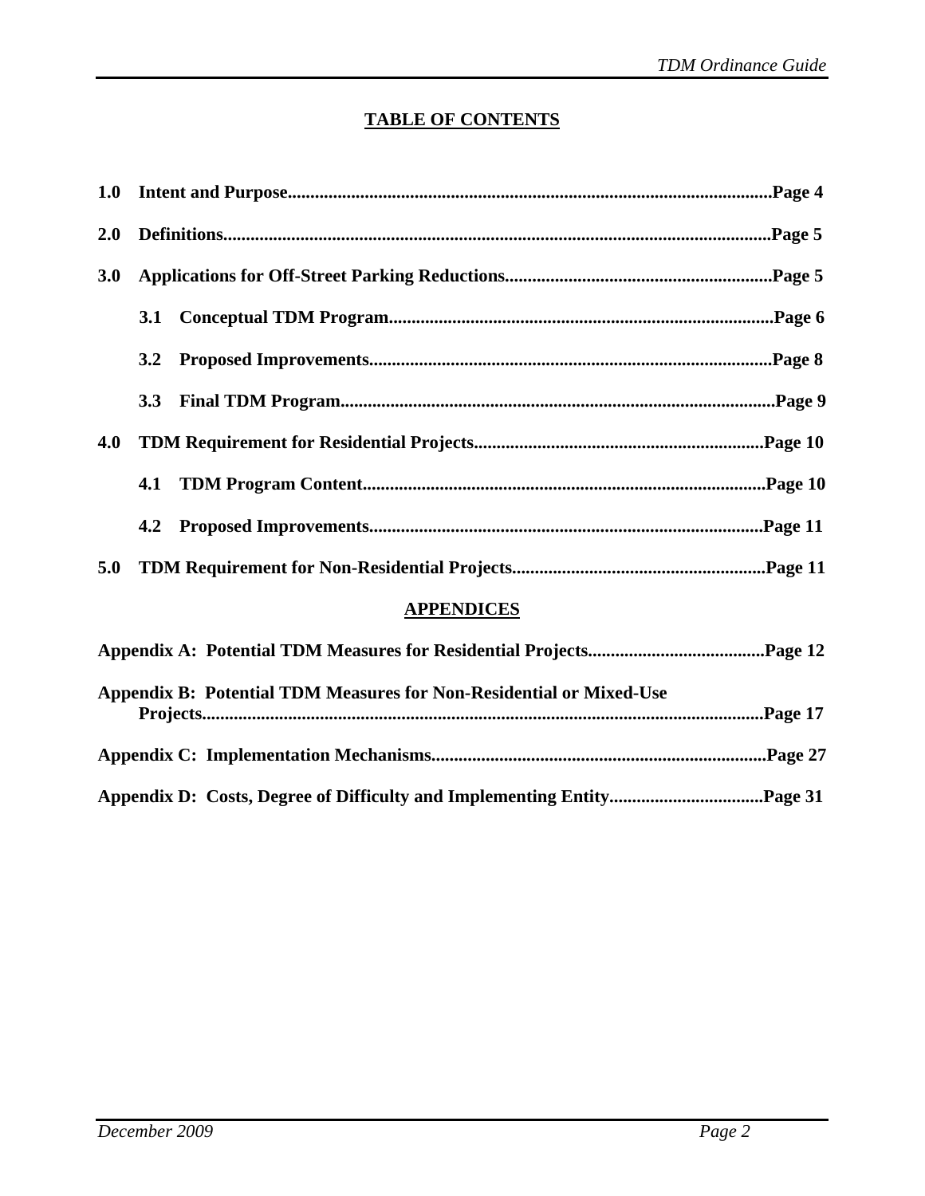## TABLE OF CONTENTS

**1.0 Intent and Purpose....................................................................................................Page 4**

**2.0 Definitions...................................................................................................................Page 5**

**3.0 Applications for Off-Street Parking Reductions........................................................Page 5**

- **3.1 Conceptual TDM Program.....................................................................................Page 6**
- **3.2 Proposed Improvements........................................................................................Page 8**
- **3.3 Final TDM Program...............................................................................................Page 9**

**4.0 TDM Requirement for Residential Projects...............................................................Page 10**

- **4.1 TDM Program Content.........................................................................................Page 10**
- **4.2 Proposed Improvements......................................................................................Page 11**

**5.0 TDM Requirement for Non-Residential Projects.......................................................Page 11**

## APPENDICES

**Appendix A: Potential TDM Measures for Residential Projects.......................................Page 12**

**Appendix B: Potential TDM Measures for Non-Residential or Mixed-Use Projects..........................................................................................................................Page 17**

**Appendix C: Implementation Mechanisms.........................................................................Page 27**

**Appendix D: Costs, Degree of Difficulty and Implementing Entity..................................Page 31**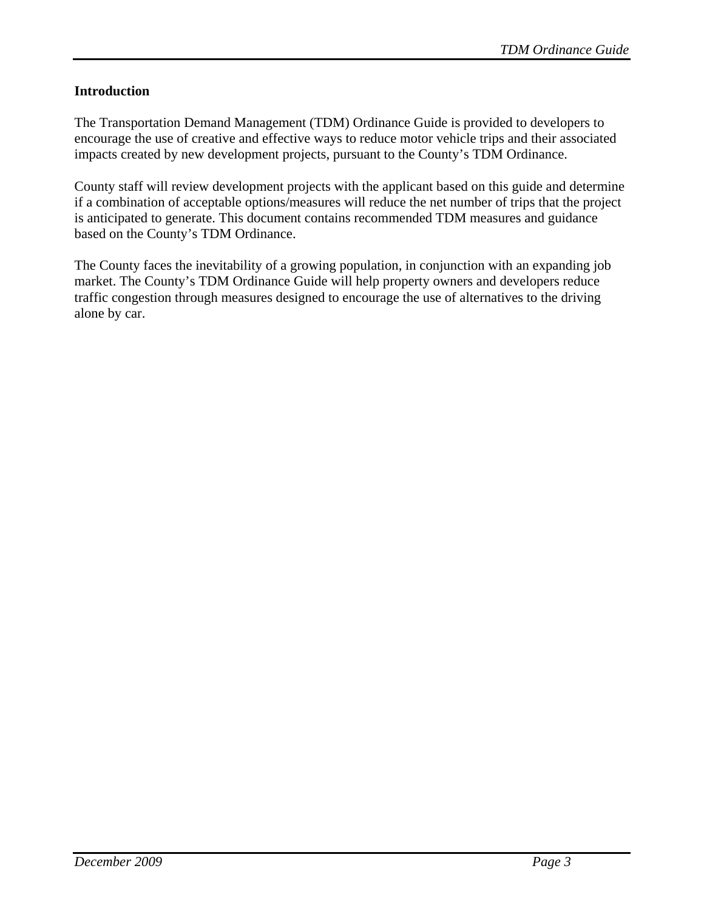## Introduction

The Transportation Demand Management (TDM) Ordinance Guide is provided to developers to encourage the use of creative and effective ways to reduce motor vehicle trips and their associated impacts created by new development projects, pursuant to the County's TDM Ordinance.

County staff will review development projects with the applicant based on this guide and determine if a combination of acceptable options/measures will reduce the net number of trips that the project is anticipated to generate. This document contains recommended TDM measures and guidance based on the County's TDM Ordinance.

The County faces the inevitability of a growing population, in conjunction with an expanding job market. The County's TDM Ordinance Guide will help property owners and developers reduce traffic congestion through measures designed to encourage the use of alternatives to the driving alone by car.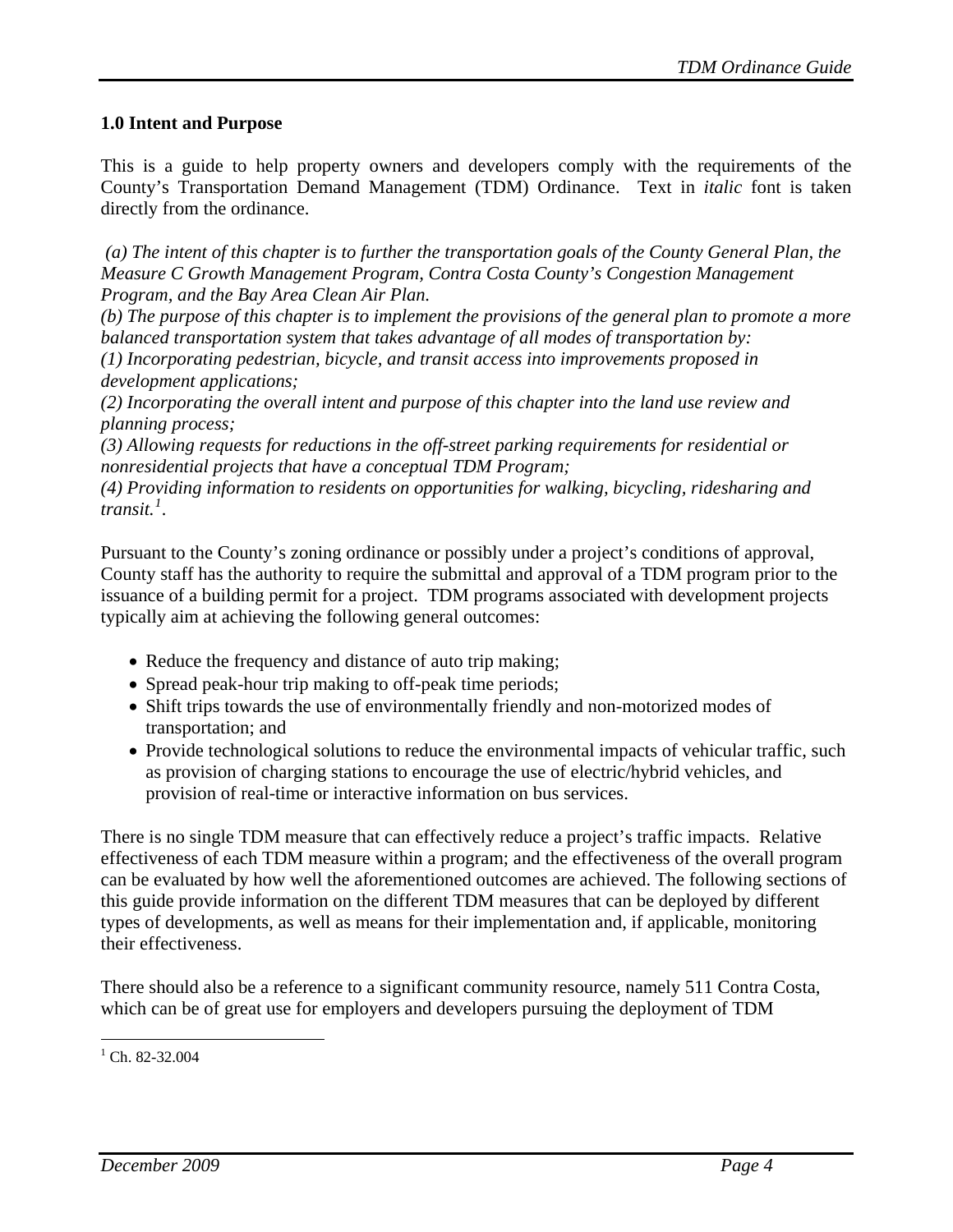## 1.0 Intent and Purpose

This is a guide to help property owners and developers comply with the requirements of the County's Transportation Demand Management (TDM) Ordinance. Text in *italic* font is taken directly from the ordinance.

*(a) The intent of this chapter is to further the transportation goals of the County General Plan, the Measure C Growth Management Program, Contra Costa County's Congestion Management Program, and the Bay Area Clean Air Plan.*
*(b) The purpose of this chapter is to implement the provisions of the general plan to promote a more balanced transportation system that takes advantage of all modes of transportation by:*
*(1) Incorporating pedestrian, bicycle, and transit access into improvements proposed in development applications;*
*(2) Incorporating the overall intent and purpose of this chapter into the land use review and planning process;*
*(3) Allowing requests for reductions in the off-street parking requirements for residential or nonresidential projects that have a conceptual TDM Program;*
*(4) Providing information to residents on opportunities for walking, bicycling, ridesharing and transit.*[1].

Pursuant to the County's zoning ordinance or possibly under a project's conditions of approval, County staff has the authority to require the submittal and approval of a TDM program prior to the issuance of a building permit for a project. TDM programs associated with development projects typically aim at achieving the following general outcomes:

- Reduce the frequency and distance of auto trip making;
- Spread peak-hour trip making to off-peak time periods;
- Shift trips towards the use of environmentally friendly and non-motorized modes of transportation; and
- Provide technological solutions to reduce the environmental impacts of vehicular traffic, such as provision of charging stations to encourage the use of electric/hybrid vehicles, and provision of real-time or interactive information on bus services.

There is no single TDM measure that can effectively reduce a project's traffic impacts. Relative effectiveness of each TDM measure within a program; and the effectiveness of the overall program can be evaluated by how well the aforementioned outcomes are achieved. The following sections of this guide provide information on the different TDM measures that can be deployed by different types of developments, as well as means for their implementation and, if applicable, monitoring their effectiveness.

There should also be a reference to a significant community resource, namely 511 Contra Costa, which can be of great use for employers and developers pursuing the deployment of TDM

[1] Ch. 82-32.004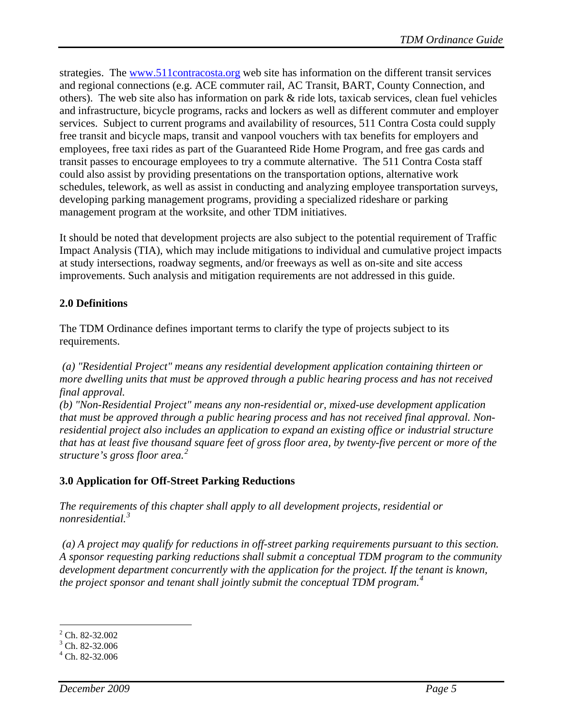strategies. The [www.511contracosta.org](http://www.511contracosta.org) web site has information on the different transit services and regional connections (e.g. ACE commuter rail, AC Transit, BART, County Connection, and others). The web site also has information on park & ride lots, taxicab services, clean fuel vehicles and infrastructure, bicycle programs, racks and lockers as well as different commuter and employer services. Subject to current programs and availability of resources, 511 Contra Costa could supply free transit and bicycle maps, transit and vanpool vouchers with tax benefits for employers and employees, free taxi rides as part of the Guaranteed Ride Home Program, and free gas cards and transit passes to encourage employees to try a commute alternative. The 511 Contra Costa staff could also assist by providing presentations on the transportation options, alternative work schedules, telework, as well as assist in conducting and analyzing employee transportation surveys, developing parking management programs, providing a specialized rideshare or parking management program at the worksite, and other TDM initiatives.

It should be noted that development projects are also subject to the potential requirement of Traffic Impact Analysis (TIA), which may include mitigations to individual and cumulative project impacts at study intersections, roadway segments, and/or freeways as well as on-site and site access improvements. Such analysis and mitigation requirements are not addressed in this guide.

## 2.0 Definitions

The TDM Ordinance defines important terms to clarify the type of projects subject to its requirements.

*(a) "Residential Project" means any residential development application containing thirteen or more dwelling units that must be approved through a public hearing process and has not received final approval.*
*(b) "Non-Residential Project" means any non-residential or, mixed-use development application that must be approved through a public hearing process and has not received final approval. Non-residential project also includes an application to expand an existing office or industrial structure that has at least five thousand square feet of gross floor area, by twenty-five percent or more of the structure's gross floor area.*[2]

## 3.0 Application for Off-Street Parking Reductions

*The requirements of this chapter shall apply to all development projects, residential or nonresidential.*[3]

*(a) A project may qualify for reductions in off-street parking requirements pursuant to this section. A sponsor requesting parking reductions shall submit a conceptual TDM program to the community development department concurrently with the application for the project. If the tenant is known, the project sponsor and tenant shall jointly submit the conceptual TDM program.*[4]

---

[2] Ch. 82-32.002
[3] Ch. 82-32.006
[4] Ch. 82-32.006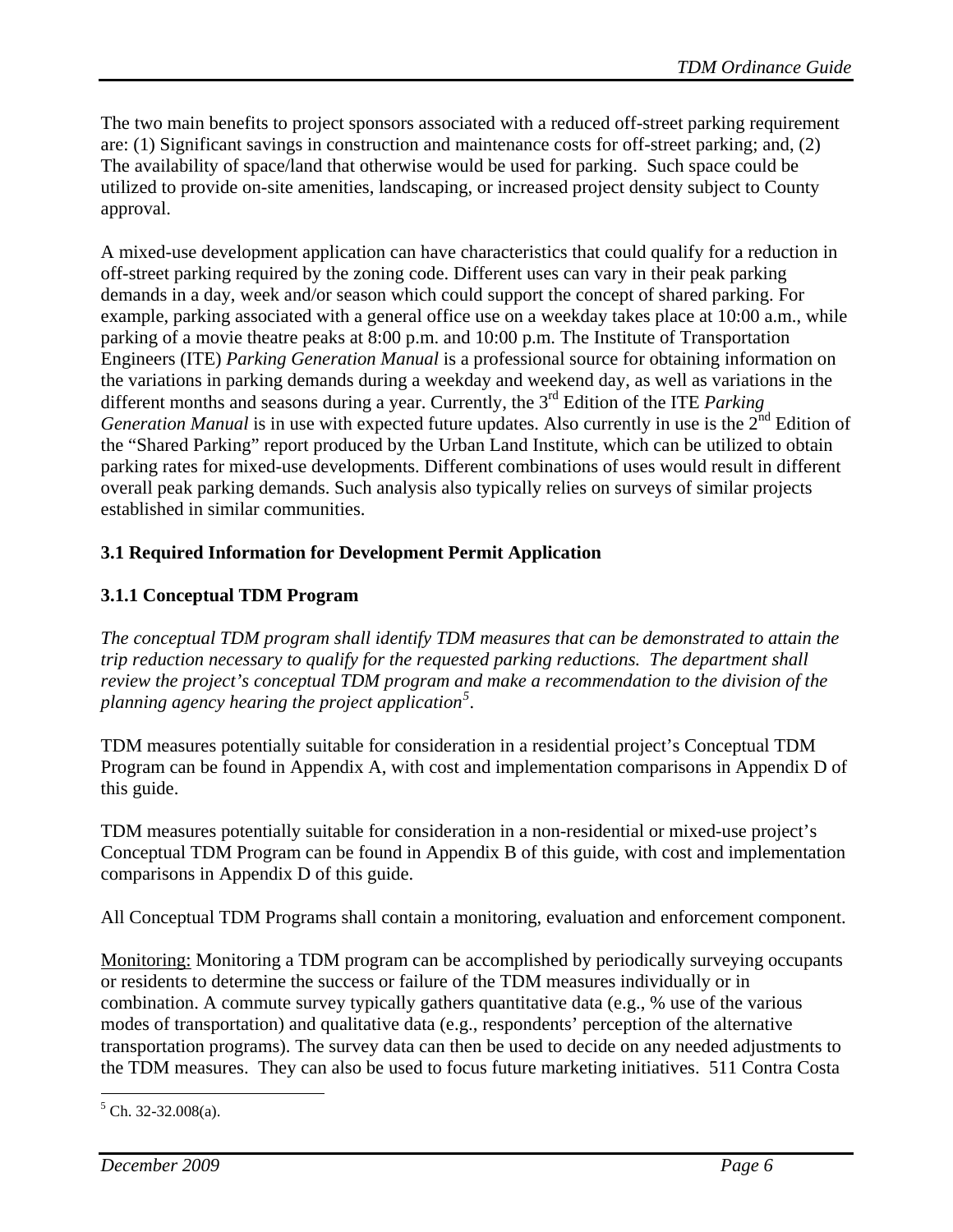The two main benefits to project sponsors associated with a reduced off-street parking requirement are: (1) Significant savings in construction and maintenance costs for off-street parking; and, (2) The availability of space/land that otherwise would be used for parking. Such space could be utilized to provide on-site amenities, landscaping, or increased project density subject to County approval.

A mixed-use development application can have characteristics that could qualify for a reduction in off-street parking required by the zoning code. Different uses can vary in their peak parking demands in a day, week and/or season which could support the concept of shared parking. For example, parking associated with a general office use on a weekday takes place at 10:00 a.m., while parking of a movie theatre peaks at 8:00 p.m. and 10:00 p.m. The Institute of Transportation Engineers (ITE) *Parking Generation Manual* is a professional source for obtaining information on the variations in parking demands during a weekday and weekend day, as well as variations in the different months and seasons during a year. Currently, the 3rd Edition of the ITE *Parking Generation Manual* is in use with expected future updates. Also currently in use is the 2nd Edition of the "Shared Parking" report produced by the Urban Land Institute, which can be utilized to obtain parking rates for mixed-use developments. Different combinations of uses would result in different overall peak parking demands. Such analysis also typically relies on surveys of similar projects established in similar communities.

### 3.1 Required Information for Development Permit Application

#### 3.1.1 Conceptual TDM Program

*The conceptual TDM program shall identify TDM measures that can be demonstrated to attain the trip reduction necessary to qualify for the requested parking reductions. The department shall review the project's conceptual TDM program and make a recommendation to the division of the planning agency hearing the project application*[5].

TDM measures potentially suitable for consideration in a residential project's Conceptual TDM Program can be found in Appendix A, with cost and implementation comparisons in Appendix D of this guide.

TDM measures potentially suitable for consideration in a non-residential or mixed-use project's Conceptual TDM Program can be found in Appendix B of this guide, with cost and implementation comparisons in Appendix D of this guide.

All Conceptual TDM Programs shall contain a monitoring, evaluation and enforcement component.

Monitoring: Monitoring a TDM program can be accomplished by periodically surveying occupants or residents to determine the success or failure of the TDM measures individually or in combination. A commute survey typically gathers quantitative data (e.g., % use of the various modes of transportation) and qualitative data (e.g., respondents' perception of the alternative transportation programs). The survey data can then be used to decide on any needed adjustments to the TDM measures. They can also be used to focus future marketing initiatives. 511 Contra Costa

---

[5] Ch. 32-32.008(a).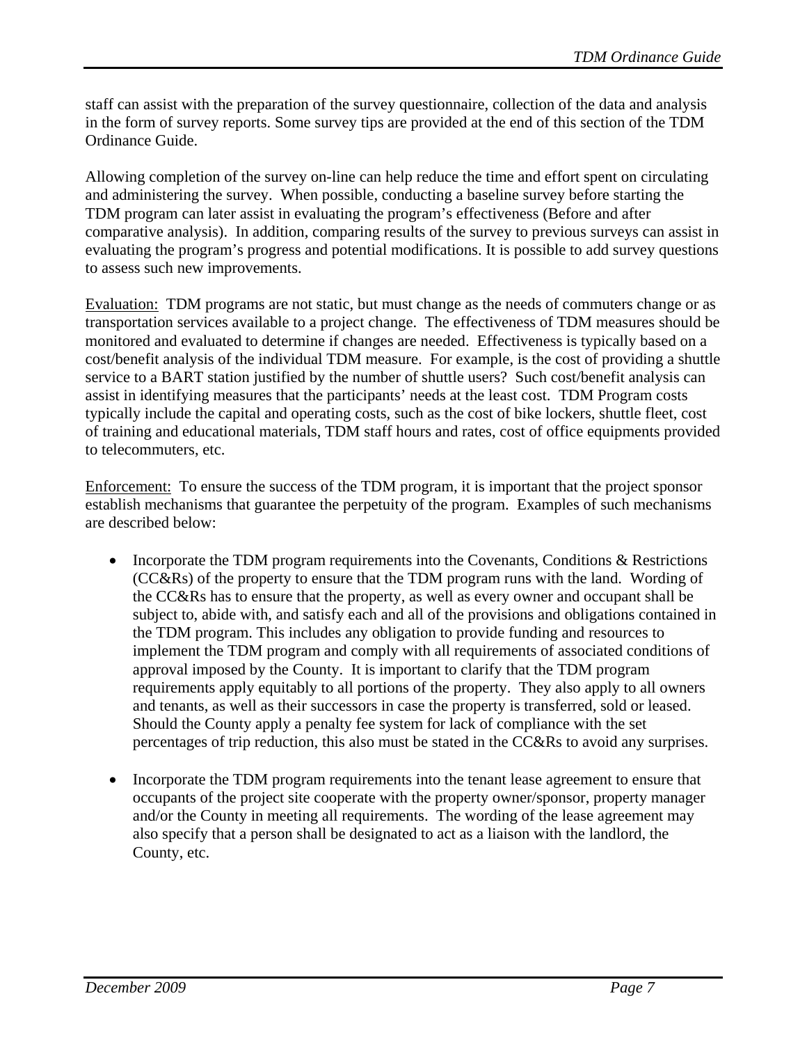staff can assist with the preparation of the survey questionnaire, collection of the data and analysis in the form of survey reports. Some survey tips are provided at the end of this section of the TDM Ordinance Guide.

Allowing completion of the survey on-line can help reduce the time and effort spent on circulating and administering the survey. When possible, conducting a baseline survey before starting the TDM program can later assist in evaluating the program's effectiveness (Before and after comparative analysis). In addition, comparing results of the survey to previous surveys can assist in evaluating the program's progress and potential modifications. It is possible to add survey questions to assess such new improvements.

<u>Evaluation:</u> TDM programs are not static, but must change as the needs of commuters change or as transportation services available to a project change. The effectiveness of TDM measures should be monitored and evaluated to determine if changes are needed. Effectiveness is typically based on a cost/benefit analysis of the individual TDM measure. For example, is the cost of providing a shuttle service to a BART station justified by the number of shuttle users? Such cost/benefit analysis can assist in identifying measures that the participants' needs at the least cost. TDM Program costs typically include the capital and operating costs, such as the cost of bike lockers, shuttle fleet, cost of training and educational materials, TDM staff hours and rates, cost of office equipments provided to telecommuters, etc.

<u>Enforcement:</u> To ensure the success of the TDM program, it is important that the project sponsor establish mechanisms that guarantee the perpetuity of the program. Examples of such mechanisms are described below:

- Incorporate the TDM program requirements into the Covenants, Conditions & Restrictions (CC&Rs) of the property to ensure that the TDM program runs with the land. Wording of the CC&Rs has to ensure that the property, as well as every owner and occupant shall be subject to, abide with, and satisfy each and all of the provisions and obligations contained in the TDM program. This includes any obligation to provide funding and resources to implement the TDM program and comply with all requirements of associated conditions of approval imposed by the County. It is important to clarify that the TDM program requirements apply equitably to all portions of the property. They also apply to all owners and tenants, as well as their successors in case the property is transferred, sold or leased. Should the County apply a penalty fee system for lack of compliance with the set percentages of trip reduction, this also must be stated in the CC&Rs to avoid any surprises.

- Incorporate the TDM program requirements into the tenant lease agreement to ensure that occupants of the project site cooperate with the property owner/sponsor, property manager and/or the County in meeting all requirements. The wording of the lease agreement may also specify that a person shall be designated to act as a liaison with the landlord, the County, etc.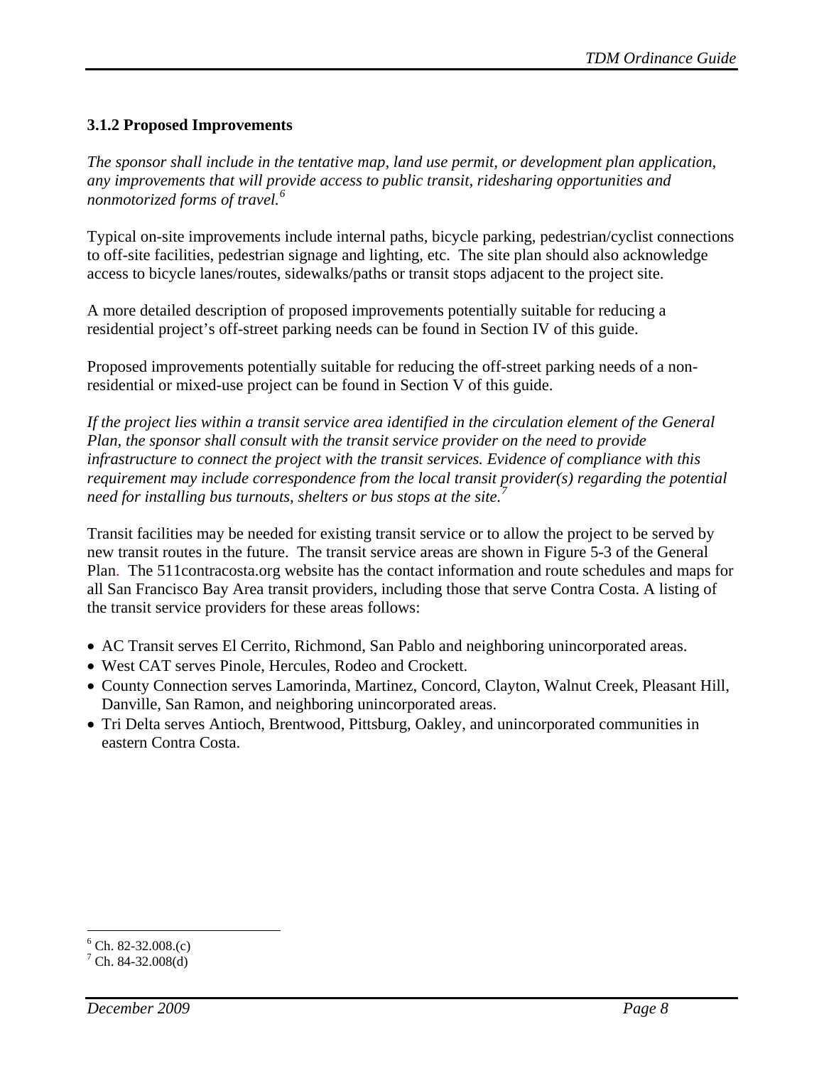### 3.1.2 Proposed Improvements

*The sponsor shall include in the tentative map, land use permit, or development plan application, any improvements that will provide access to public transit, ridesharing opportunities and nonmotorized forms of travel.*[6]

Typical on-site improvements include internal paths, bicycle parking, pedestrian/cyclist connections to off-site facilities, pedestrian signage and lighting, etc. The site plan should also acknowledge access to bicycle lanes/routes, sidewalks/paths or transit stops adjacent to the project site.

A more detailed description of proposed improvements potentially suitable for reducing a residential project's off-street parking needs can be found in Section IV of this guide.

Proposed improvements potentially suitable for reducing the off-street parking needs of a non-residential or mixed-use project can be found in Section V of this guide.

*If the project lies within a transit service area identified in the circulation element of the General Plan, the sponsor shall consult with the transit service provider on the need to provide infrastructure to connect the project with the transit services. Evidence of compliance with this requirement may include correspondence from the local transit provider(s) regarding the potential need for installing bus turnouts, shelters or bus stops at the site.*[7]

Transit facilities may be needed for existing transit service or to allow the project to be served by new transit routes in the future. The transit service areas are shown in Figure 5-3 of the General Plan. The 511contracosta.org website has the contact information and route schedules and maps for all San Francisco Bay Area transit providers, including those that serve Contra Costa. A listing of the transit service providers for these areas follows:

- AC Transit serves El Cerrito, Richmond, San Pablo and neighboring unincorporated areas.
- West CAT serves Pinole, Hercules, Rodeo and Crockett.
- County Connection serves Lamorinda, Martinez, Concord, Clayton, Walnut Creek, Pleasant Hill, Danville, San Ramon, and neighboring unincorporated areas.
- Tri Delta serves Antioch, Brentwood, Pittsburg, Oakley, and unincorporated communities in eastern Contra Costa.

---

[6] Ch. 82-32.008.(c)

[7] Ch. 84-32.008(d)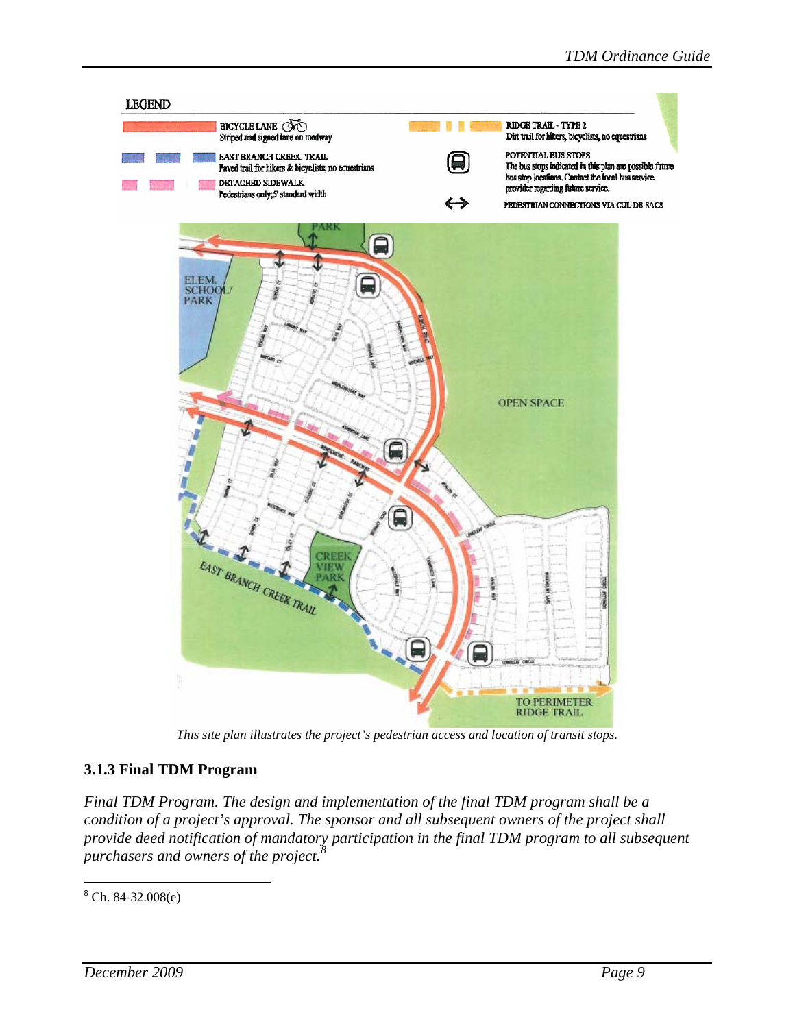This site plan illustrates the project's pedestrian access and location of transit stops.

### 3.1.3 Final TDM Program

*Final TDM Program. The design and implementation of the final TDM program shall be a condition of a project's approval. The sponsor and all subsequent owners of the project shall provide deed notification of mandatory participation in the final TDM program to all subsequent purchasers and owners of the project.*[8]

[8] Ch. 84-32.008(e)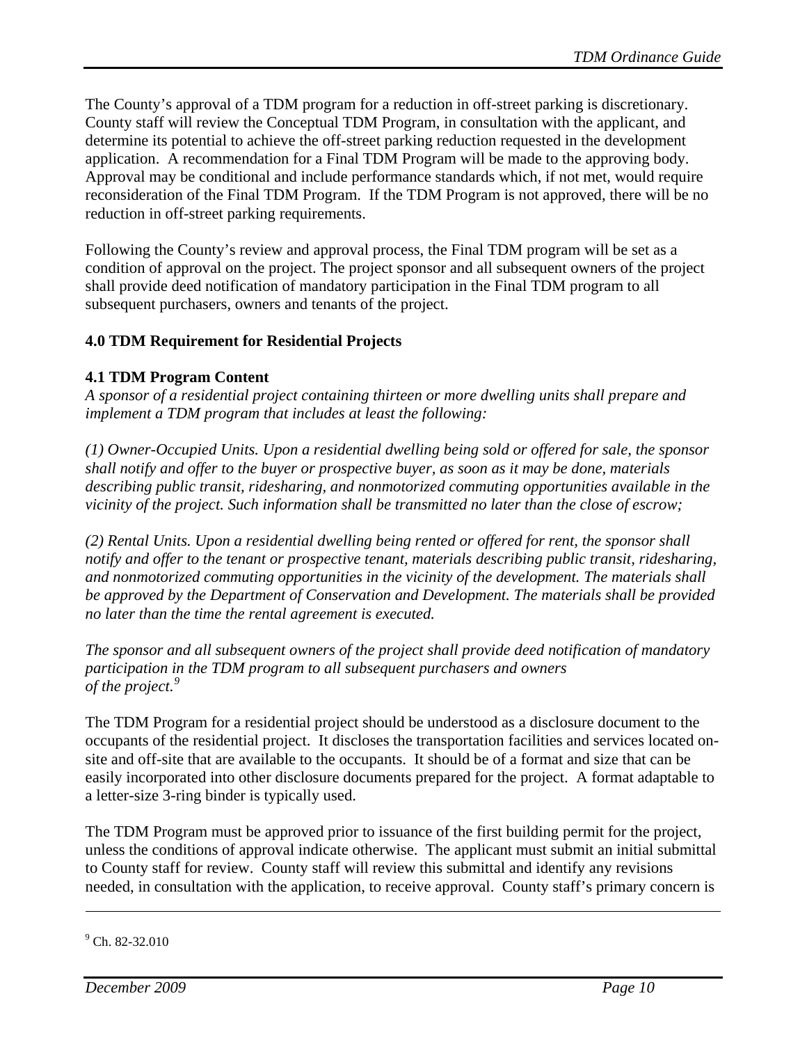The County's approval of a TDM program for a reduction in off-street parking is discretionary. County staff will review the Conceptual TDM Program, in consultation with the applicant, and determine its potential to achieve the off-street parking reduction requested in the development application. A recommendation for a Final TDM Program will be made to the approving body. Approval may be conditional and include performance standards which, if not met, would require reconsideration of the Final TDM Program. If the TDM Program is not approved, there will be no reduction in off-street parking requirements.

Following the County's review and approval process, the Final TDM program will be set as a condition of approval on the project. The project sponsor and all subsequent owners of the project shall provide deed notification of mandatory participation in the Final TDM program to all subsequent purchasers, owners and tenants of the project.

## 4.0 TDM Requirement for Residential Projects

### 4.1 TDM Program Content

*A sponsor of a residential project containing thirteen or more dwelling units shall prepare and implement a TDM program that includes at least the following:*

*(1) Owner-Occupied Units. Upon a residential dwelling being sold or offered for sale, the sponsor shall notify and offer to the buyer or prospective buyer, as soon as it may be done, materials describing public transit, ridesharing, and nonmotorized commuting opportunities available in the vicinity of the project. Such information shall be transmitted no later than the close of escrow;*

*(2) Rental Units. Upon a residential dwelling being rented or offered for rent, the sponsor shall notify and offer to the tenant or prospective tenant, materials describing public transit, ridesharing, and nonmotorized commuting opportunities in the vicinity of the development. The materials shall be approved by the Department of Conservation and Development. The materials shall be provided no later than the time the rental agreement is executed.*

*The sponsor and all subsequent owners of the project shall provide deed notification of mandatory participation in the TDM program to all subsequent purchasers and owners of the project.*[9]

The TDM Program for a residential project should be understood as a disclosure document to the occupants of the residential project. It discloses the transportation facilities and services located on-site and off-site that are available to the occupants. It should be of a format and size that can be easily incorporated into other disclosure documents prepared for the project. A format adaptable to a letter-size 3-ring binder is typically used.

The TDM Program must be approved prior to issuance of the first building permit for the project, unless the conditions of approval indicate otherwise. The applicant must submit an initial submittal to County staff for review. County staff will review this submittal and identify any revisions needed, in consultation with the application, to receive approval. County staff's primary concern is

[9] Ch. 82-32.010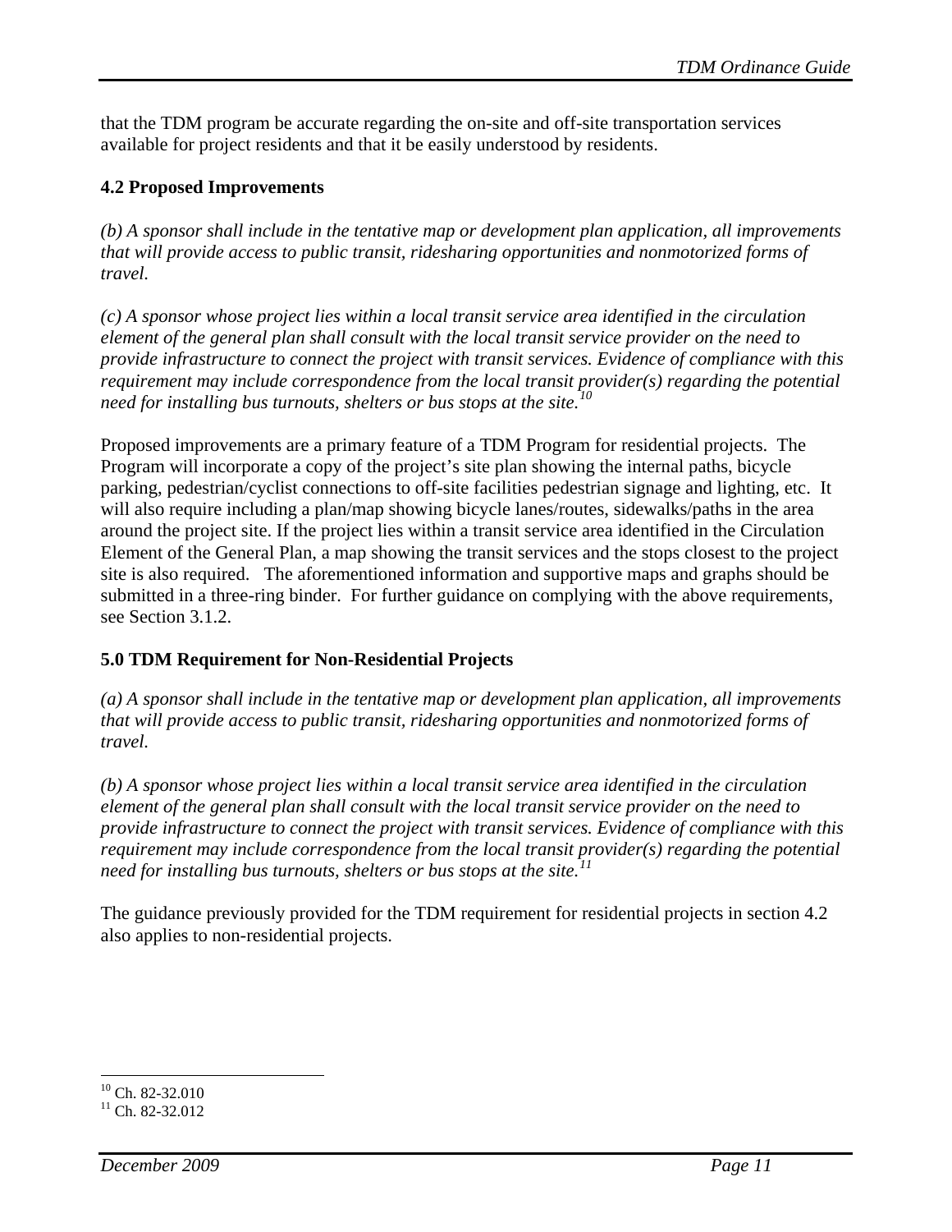that the TDM program be accurate regarding the on-site and off-site transportation services available for project residents and that it be easily understood by residents.

### 4.2 Proposed Improvements

*(b) A sponsor shall include in the tentative map or development plan application, all improvements that will provide access to public transit, ridesharing opportunities and nonmotorized forms of travel.*

*(c) A sponsor whose project lies within a local transit service area identified in the circulation element of the general plan shall consult with the local transit service provider on the need to provide infrastructure to connect the project with transit services. Evidence of compliance with this requirement may include correspondence from the local transit provider(s) regarding the potential need for installing bus turnouts, shelters or bus stops at the site.*[10]

Proposed improvements are a primary feature of a TDM Program for residential projects. The Program will incorporate a copy of the project's site plan showing the internal paths, bicycle parking, pedestrian/cyclist connections to off-site facilities pedestrian signage and lighting, etc. It will also require including a plan/map showing bicycle lanes/routes, sidewalks/paths in the area around the project site. If the project lies within a transit service area identified in the Circulation Element of the General Plan, a map showing the transit services and the stops closest to the project site is also required. The aforementioned information and supportive maps and graphs should be submitted in a three-ring binder. For further guidance on complying with the above requirements, see Section 3.1.2.

## 5.0 TDM Requirement for Non-Residential Projects

*(a) A sponsor shall include in the tentative map or development plan application, all improvements that will provide access to public transit, ridesharing opportunities and nonmotorized forms of travel.*

*(b) A sponsor whose project lies within a local transit service area identified in the circulation element of the general plan shall consult with the local transit service provider on the need to provide infrastructure to connect the project with transit services. Evidence of compliance with this requirement may include correspondence from the local transit provider(s) regarding the potential need for installing bus turnouts, shelters or bus stops at the site.*[11]

The guidance previously provided for the TDM requirement for residential projects in section 4.2 also applies to non-residential projects.

---

[10] Ch. 82-32.010

[11] Ch. 82-32.012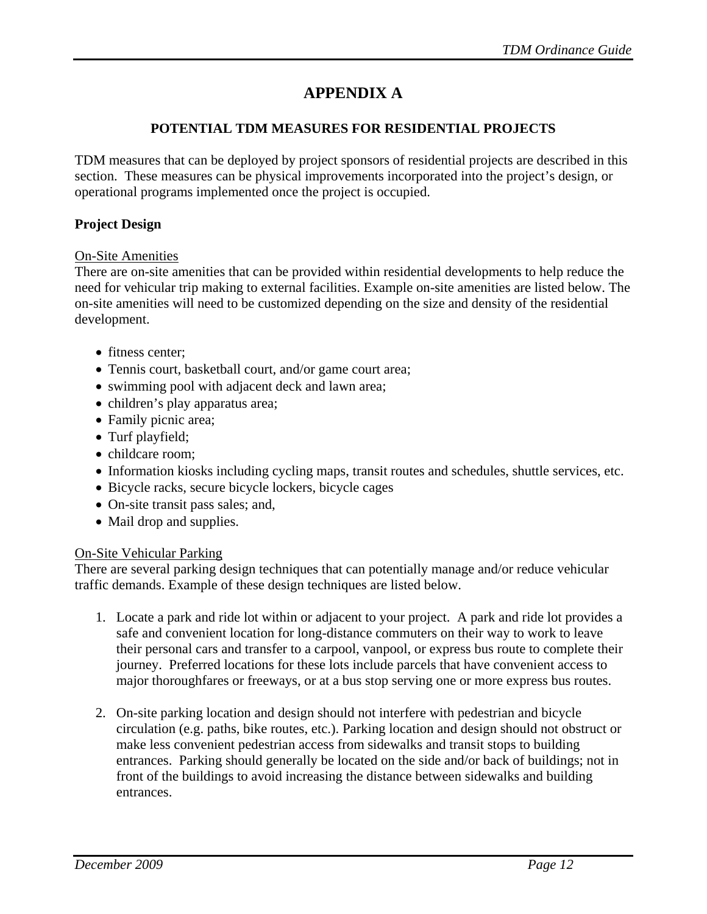# APPENDIX A

## POTENTIAL TDM MEASURES FOR RESIDENTIAL PROJECTS

TDM measures that can be deployed by project sponsors of residential projects are described in this section. These measures can be physical improvements incorporated into the project's design, or operational programs implemented once the project is occupied.

### Project Design

On-Site Amenities

There are on-site amenities that can be provided within residential developments to help reduce the need for vehicular trip making to external facilities. Example on-site amenities are listed below. The on-site amenities will need to be customized depending on the size and density of the residential development.

- fitness center;
- Tennis court, basketball court, and/or game court area;
- swimming pool with adjacent deck and lawn area;
- children's play apparatus area;
- Family picnic area;
- Turf playfield;
- childcare room;
- Information kiosks including cycling maps, transit routes and schedules, shuttle services, etc.
- Bicycle racks, secure bicycle lockers, bicycle cages
- On-site transit pass sales; and,
- Mail drop and supplies.

On-Site Vehicular Parking

There are several parking design techniques that can potentially manage and/or reduce vehicular traffic demands. Example of these design techniques are listed below.

1. Locate a park and ride lot within or adjacent to your project. A park and ride lot provides a safe and convenient location for long-distance commuters on their way to work to leave their personal cars and transfer to a carpool, vanpool, or express bus route to complete their journey. Preferred locations for these lots include parcels that have convenient access to major thoroughfares or freeways, or at a bus stop serving one or more express bus routes.

2. On-site parking location and design should not interfere with pedestrian and bicycle circulation (e.g. paths, bike routes, etc.). Parking location and design should not obstruct or make less convenient pedestrian access from sidewalks and transit stops to building entrances. Parking should generally be located on the side and/or back of buildings; not in front of the buildings to avoid increasing the distance between sidewalks and building entrances.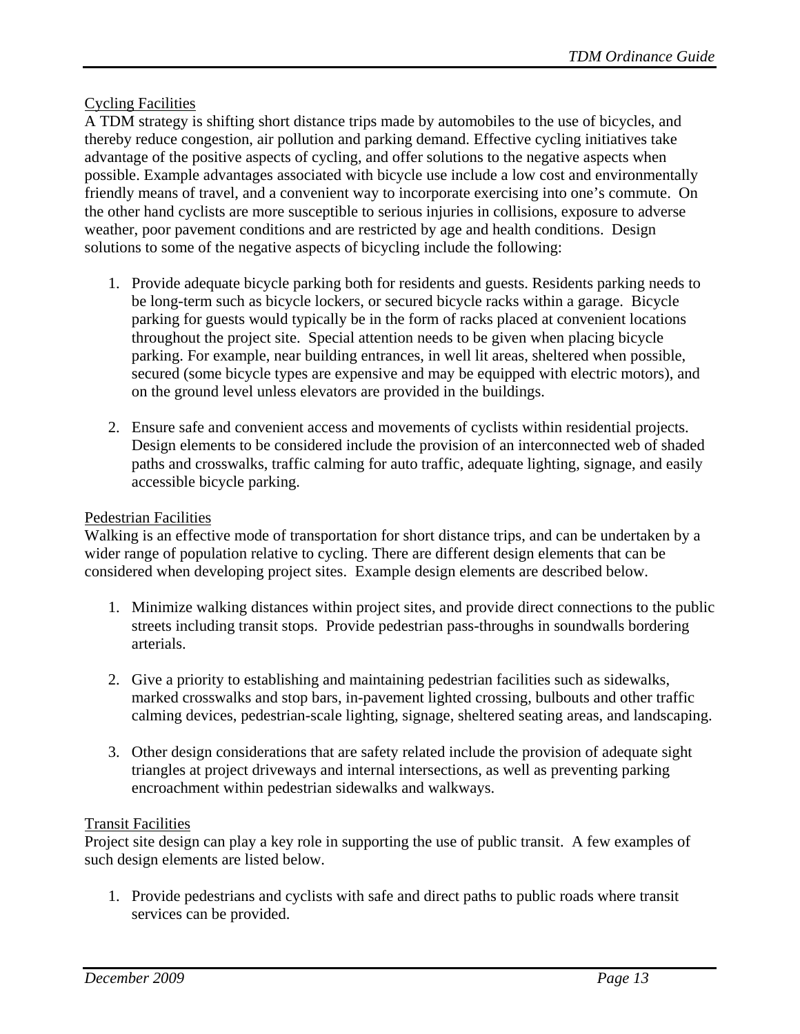Cycling Facilities

A TDM strategy is shifting short distance trips made by automobiles to the use of bicycles, and thereby reduce congestion, air pollution and parking demand. Effective cycling initiatives take advantage of the positive aspects of cycling, and offer solutions to the negative aspects when possible. Example advantages associated with bicycle use include a low cost and environmentally friendly means of travel, and a convenient way to incorporate exercising into one's commute. On the other hand cyclists are more susceptible to serious injuries in collisions, exposure to adverse weather, poor pavement conditions and are restricted by age and health conditions. Design solutions to some of the negative aspects of bicycling include the following:

1. Provide adequate bicycle parking both for residents and guests. Residents parking needs to be long-term such as bicycle lockers, or secured bicycle racks within a garage. Bicycle parking for guests would typically be in the form of racks placed at convenient locations throughout the project site. Special attention needs to be given when placing bicycle parking. For example, near building entrances, in well lit areas, sheltered when possible, secured (some bicycle types are expensive and may be equipped with electric motors), and on the ground level unless elevators are provided in the buildings.

2. Ensure safe and convenient access and movements of cyclists within residential projects. Design elements to be considered include the provision of an interconnected web of shaded paths and crosswalks, traffic calming for auto traffic, adequate lighting, signage, and easily accessible bicycle parking.

Pedestrian Facilities

Walking is an effective mode of transportation for short distance trips, and can be undertaken by a wider range of population relative to cycling. There are different design elements that can be considered when developing project sites. Example design elements are described below.

1. Minimize walking distances within project sites, and provide direct connections to the public streets including transit stops. Provide pedestrian pass-throughs in soundwalls bordering arterials.

2. Give a priority to establishing and maintaining pedestrian facilities such as sidewalks, marked crosswalks and stop bars, in-pavement lighted crossing, bulbouts and other traffic calming devices, pedestrian-scale lighting, signage, sheltered seating areas, and landscaping.

3. Other design considerations that are safety related include the provision of adequate sight triangles at project driveways and internal intersections, as well as preventing parking encroachment within pedestrian sidewalks and walkways.

Transit Facilities

Project site design can play a key role in supporting the use of public transit. A few examples of such design elements are listed below.

1. Provide pedestrians and cyclists with safe and direct paths to public roads where transit services can be provided.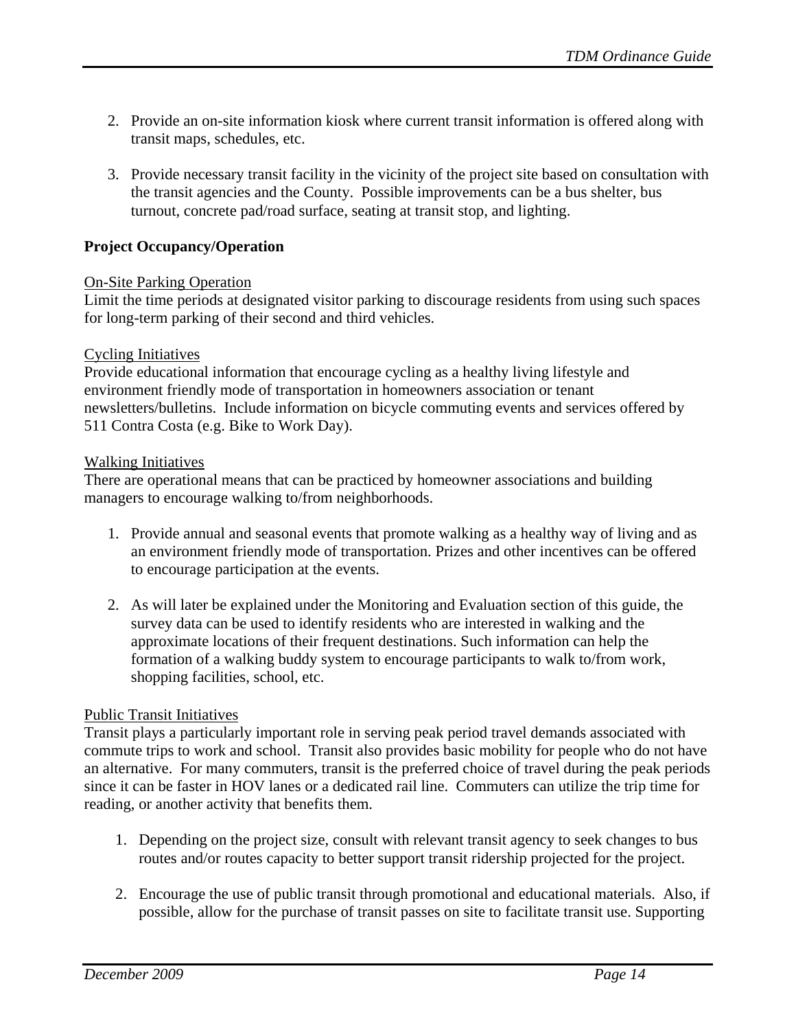2. Provide an on-site information kiosk where current transit information is offered along with transit maps, schedules, etc.

3. Provide necessary transit facility in the vicinity of the project site based on consultation with the transit agencies and the County. Possible improvements can be a bus shelter, bus turnout, concrete pad/road surface, seating at transit stop, and lighting.

**Project Occupancy/Operation**

On-Site Parking Operation

Limit the time periods at designated visitor parking to discourage residents from using such spaces for long-term parking of their second and third vehicles.

Cycling Initiatives

Provide educational information that encourage cycling as a healthy living lifestyle and environment friendly mode of transportation in homeowners association or tenant newsletters/bulletins. Include information on bicycle commuting events and services offered by 511 Contra Costa (e.g. Bike to Work Day).

Walking Initiatives

There are operational means that can be practiced by homeowner associations and building managers to encourage walking to/from neighborhoods.

1. Provide annual and seasonal events that promote walking as a healthy way of living and as an environment friendly mode of transportation. Prizes and other incentives can be offered to encourage participation at the events.

2. As will later be explained under the Monitoring and Evaluation section of this guide, the survey data can be used to identify residents who are interested in walking and the approximate locations of their frequent destinations. Such information can help the formation of a walking buddy system to encourage participants to walk to/from work, shopping facilities, school, etc.

Public Transit Initiatives

Transit plays a particularly important role in serving peak period travel demands associated with commute trips to work and school. Transit also provides basic mobility for people who do not have an alternative. For many commuters, transit is the preferred choice of travel during the peak periods since it can be faster in HOV lanes or a dedicated rail line. Commuters can utilize the trip time for reading, or another activity that benefits them.

1. Depending on the project size, consult with relevant transit agency to seek changes to bus routes and/or routes capacity to better support transit ridership projected for the project.

2. Encourage the use of public transit through promotional and educational materials. Also, if possible, allow for the purchase of transit passes on site to facilitate transit use. Supporting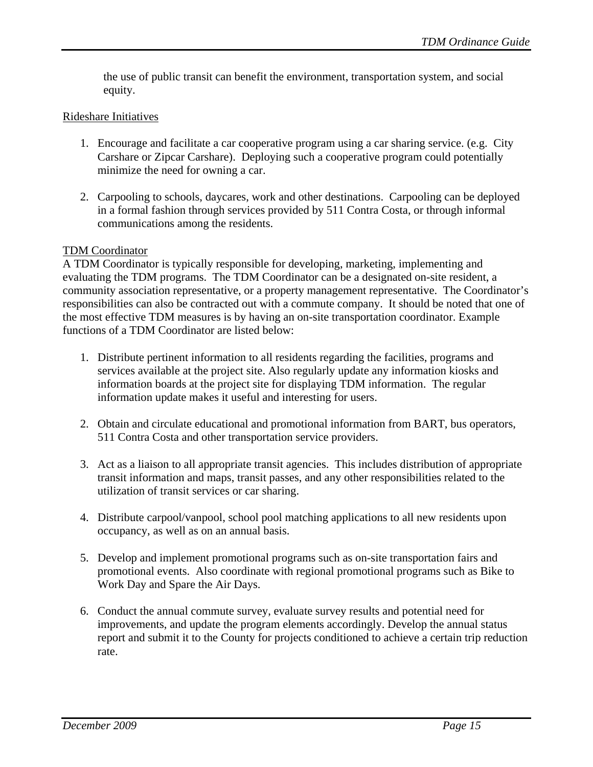the use of public transit can benefit the environment, transportation system, and social equity.

<u>Rideshare Initiatives</u>

1. Encourage and facilitate a car cooperative program using a car sharing service. (e.g. City Carshare or Zipcar Carshare). Deploying such a cooperative program could potentially minimize the need for owning a car.

2. Carpooling to schools, daycares, work and other destinations. Carpooling can be deployed in a formal fashion through services provided by 511 Contra Costa, or through informal communications among the residents.

<u>TDM Coordinator</u>

A TDM Coordinator is typically responsible for developing, marketing, implementing and evaluating the TDM programs. The TDM Coordinator can be a designated on-site resident, a community association representative, or a property management representative. The Coordinator's responsibilities can also be contracted out with a commute company. It should be noted that one of the most effective TDM measures is by having an on-site transportation coordinator. Example functions of a TDM Coordinator are listed below:

1. Distribute pertinent information to all residents regarding the facilities, programs and services available at the project site. Also regularly update any information kiosks and information boards at the project site for displaying TDM information. The regular information update makes it useful and interesting for users.

2. Obtain and circulate educational and promotional information from BART, bus operators, 511 Contra Costa and other transportation service providers.

3. Act as a liaison to all appropriate transit agencies. This includes distribution of appropriate transit information and maps, transit passes, and any other responsibilities related to the utilization of transit services or car sharing.

4. Distribute carpool/vanpool, school pool matching applications to all new residents upon occupancy, as well as on an annual basis.

5. Develop and implement promotional programs such as on-site transportation fairs and promotional events. Also coordinate with regional promotional programs such as Bike to Work Day and Spare the Air Days.

6. Conduct the annual commute survey, evaluate survey results and potential need for improvements, and update the program elements accordingly. Develop the annual status report and submit it to the County for projects conditioned to achieve a certain trip reduction rate.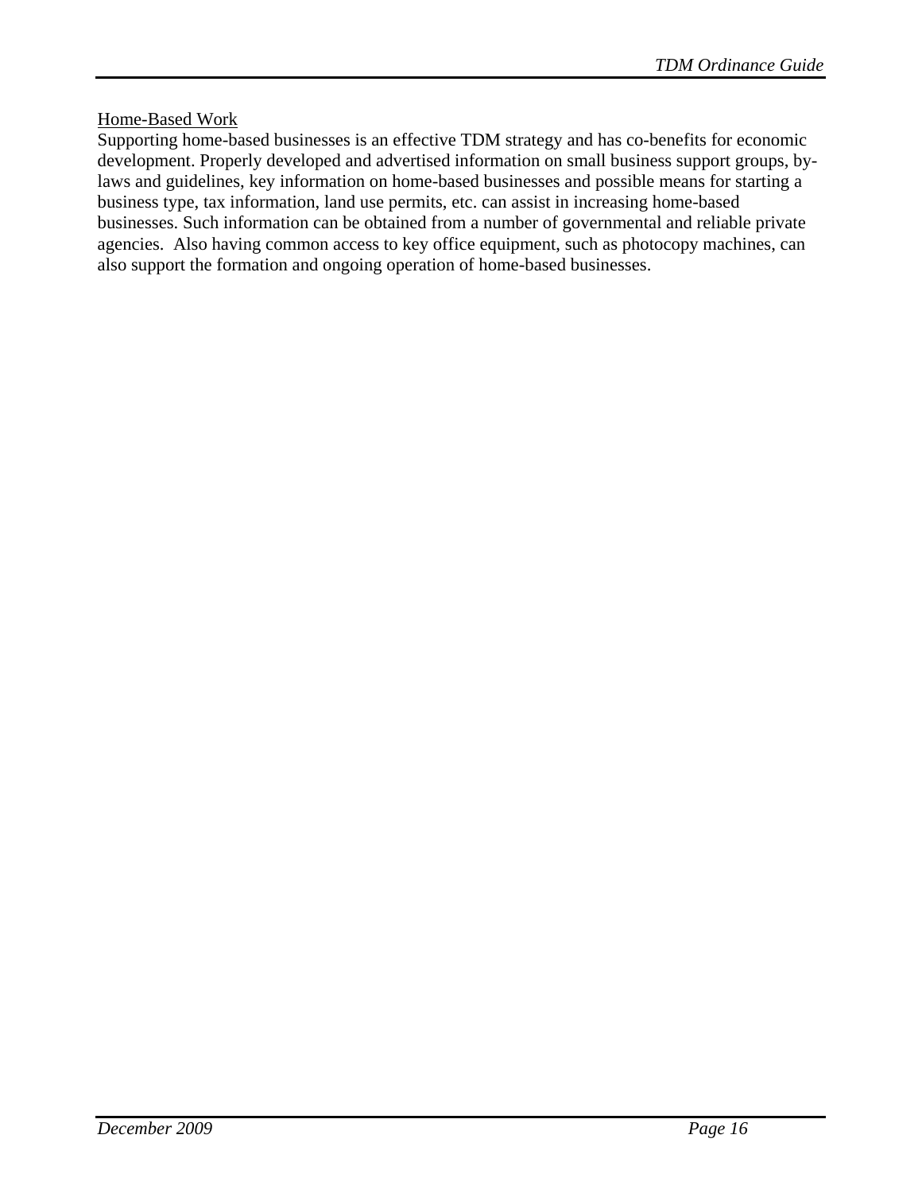Home-Based Work

Supporting home-based businesses is an effective TDM strategy and has co-benefits for economic development. Properly developed and advertised information on small business support groups, by-laws and guidelines, key information on home-based businesses and possible means for starting a business type, tax information, land use permits, etc. can assist in increasing home-based businesses. Such information can be obtained from a number of governmental and reliable private agencies. Also having common access to key office equipment, such as photocopy machines, can also support the formation and ongoing operation of home-based businesses.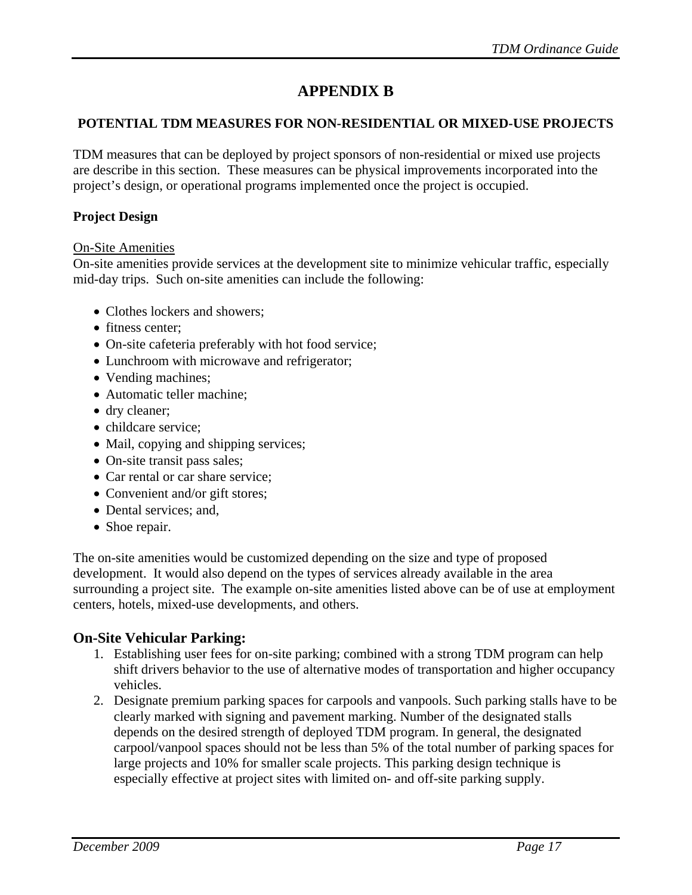# APPENDIX B

## POTENTIAL TDM MEASURES FOR NON-RESIDENTIAL OR MIXED-USE PROJECTS

TDM measures that can be deployed by project sponsors of non-residential or mixed use projects are describe in this section. These measures can be physical improvements incorporated into the project's design, or operational programs implemented once the project is occupied.

### Project Design

<u>On-Site Amenities</u>

On-site amenities provide services at the development site to minimize vehicular traffic, especially mid-day trips. Such on-site amenities can include the following:

- Clothes lockers and showers;
- fitness center;
- On-site cafeteria preferably with hot food service;
- Lunchroom with microwave and refrigerator;
- Vending machines;
- Automatic teller machine;
- dry cleaner;
- childcare service;
- Mail, copying and shipping services;
- On-site transit pass sales;
- Car rental or car share service;
- Convenient and/or gift stores;
- Dental services; and,
- Shoe repair.

The on-site amenities would be customized depending on the size and type of proposed development. It would also depend on the types of services already available in the area surrounding a project site. The example on-site amenities listed above can be of use at employment centers, hotels, mixed-use developments, and others.

### On-Site Vehicular Parking:

1. Establishing user fees for on-site parking; combined with a strong TDM program can help shift drivers behavior to the use of alternative modes of transportation and higher occupancy vehicles.
2. Designate premium parking spaces for carpools and vanpools. Such parking stalls have to be clearly marked with signing and pavement marking. Number of the designated stalls depends on the desired strength of deployed TDM program. In general, the designated carpool/vanpool spaces should not be less than 5% of the total number of parking spaces for large projects and 10% for smaller scale projects. This parking design technique is especially effective at project sites with limited on- and off-site parking supply.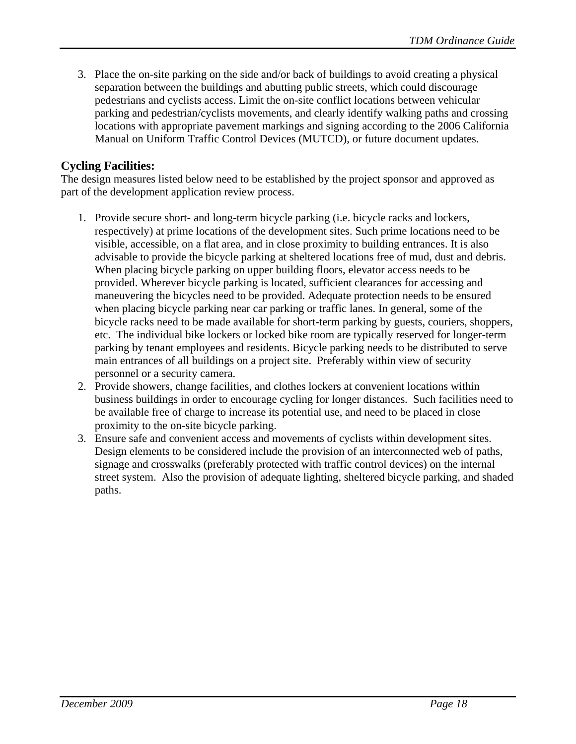3. Place the on-site parking on the side and/or back of buildings to avoid creating a physical separation between the buildings and abutting public streets, which could discourage pedestrians and cyclists access. Limit the on-site conflict locations between vehicular parking and pedestrian/cyclists movements, and clearly identify walking paths and crossing locations with appropriate pavement markings and signing according to the 2006 California Manual on Uniform Traffic Control Devices (MUTCD), or future document updates.

### Cycling Facilities:

The design measures listed below need to be established by the project sponsor and approved as part of the development application review process.

1. Provide secure short- and long-term bicycle parking (i.e. bicycle racks and lockers, respectively) at prime locations of the development sites. Such prime locations need to be visible, accessible, on a flat area, and in close proximity to building entrances. It is also advisable to provide the bicycle parking at sheltered locations free of mud, dust and debris. When placing bicycle parking on upper building floors, elevator access needs to be provided. Wherever bicycle parking is located, sufficient clearances for accessing and maneuvering the bicycles need to be provided. Adequate protection needs to be ensured when placing bicycle parking near car parking or traffic lanes. In general, some of the bicycle racks need to be made available for short-term parking by guests, couriers, shoppers, etc. The individual bike lockers or locked bike room are typically reserved for longer-term parking by tenant employees and residents. Bicycle parking needs to be distributed to serve main entrances of all buildings on a project site. Preferably within view of security personnel or a security camera.
2. Provide showers, change facilities, and clothes lockers at convenient locations within business buildings in order to encourage cycling for longer distances. Such facilities need to be available free of charge to increase its potential use, and need to be placed in close proximity to the on-site bicycle parking.
3. Ensure safe and convenient access and movements of cyclists within development sites. Design elements to be considered include the provision of an interconnected web of paths, signage and crosswalks (preferably protected with traffic control devices) on the internal street system. Also the provision of adequate lighting, sheltered bicycle parking, and shaded paths.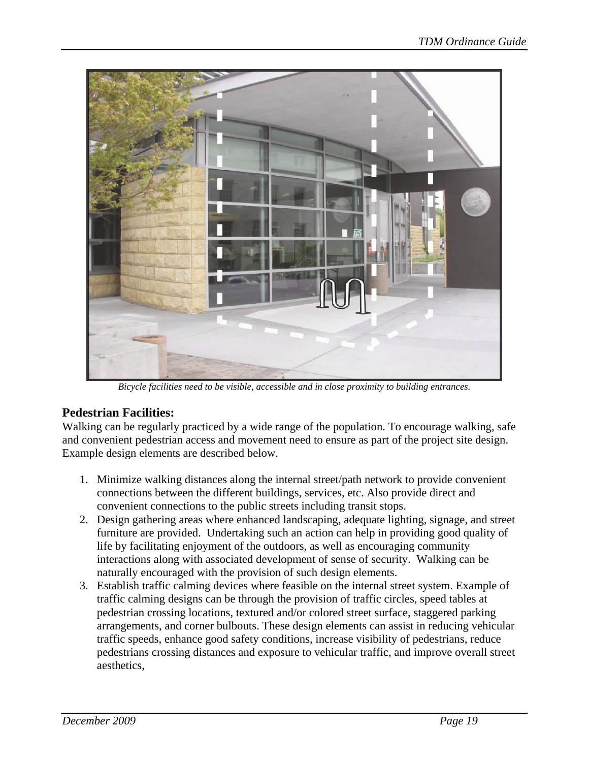*Bicycle facilities need to be visible, accessible and in close proximity to building entrances.*

### Pedestrian Facilities:

Walking can be regularly practiced by a wide range of the population. To encourage walking, safe and convenient pedestrian access and movement need to ensure as part of the project site design. Example design elements are described below.

1. Minimize walking distances along the internal street/path network to provide convenient connections between the different buildings, services, etc. Also provide direct and convenient connections to the public streets including transit stops.
2. Design gathering areas where enhanced landscaping, adequate lighting, signage, and street furniture are provided. Undertaking such an action can help in providing good quality of life by facilitating enjoyment of the outdoors, as well as encouraging community interactions along with associated development of sense of security. Walking can be naturally encouraged with the provision of such design elements.
3. Establish traffic calming devices where feasible on the internal street system. Example of traffic calming designs can be through the provision of traffic circles, speed tables at pedestrian crossing locations, textured and/or colored street surface, staggered parking arrangements, and corner bulbouts. These design elements can assist in reducing vehicular traffic speeds, enhance good safety conditions, increase visibility of pedestrians, reduce pedestrians crossing distances and exposure to vehicular traffic, and improve overall street aesthetics,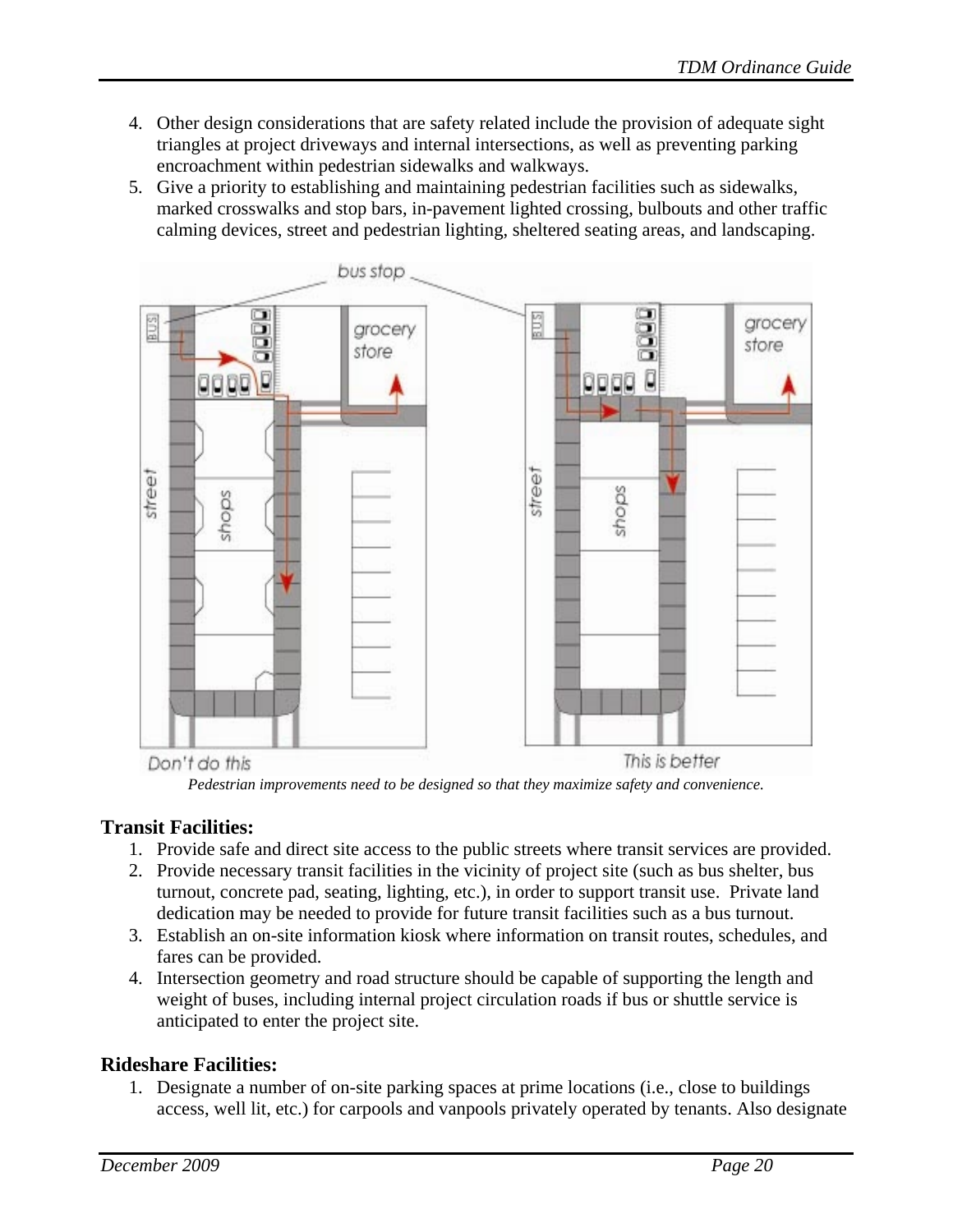4. Other design considerations that are safety related include the provision of adequate sight triangles at project driveways and internal intersections, as well as preventing parking encroachment within pedestrian sidewalks and walkways.
5. Give a priority to establishing and maintaining pedestrian facilities such as sidewalks, marked crosswalks and stop bars, in-pavement lighted crossing, bulbouts and other traffic calming devices, street and pedestrian lighting, sheltered seating areas, and landscaping.

*Pedestrian improvements need to be designed so that they maximize safety and convenience.*

**Transit Facilities:**

1. Provide safe and direct site access to the public streets where transit services are provided.
2. Provide necessary transit facilities in the vicinity of project site (such as bus shelter, bus turnout, concrete pad, seating, lighting, etc.), in order to support transit use. Private land dedication may be needed to provide for future transit facilities such as a bus turnout.
3. Establish an on-site information kiosk where information on transit routes, schedules, and fares can be provided.
4. Intersection geometry and road structure should be capable of supporting the length and weight of buses, including internal project circulation roads if bus or shuttle service is anticipated to enter the project site.

**Rideshare Facilities:**

1. Designate a number of on-site parking spaces at prime locations (i.e., close to buildings access, well lit, etc.) for carpools and vanpools privately operated by tenants. Also designate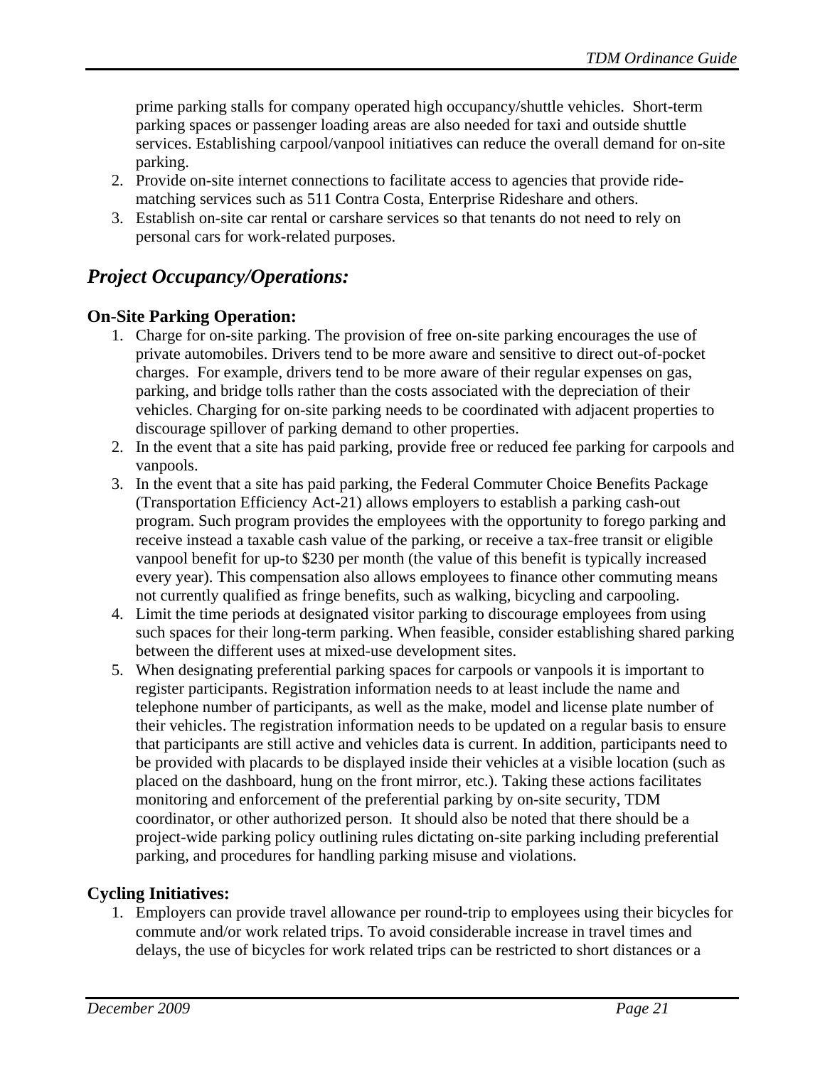prime parking stalls for company operated high occupancy/shuttle vehicles. Short-term parking spaces or passenger loading areas are also needed for taxi and outside shuttle services. Establishing carpool/vanpool initiatives can reduce the overall demand for on-site parking.

2. Provide on-site internet connections to facilitate access to agencies that provide ride-matching services such as 511 Contra Costa, Enterprise Rideshare and others.
3. Establish on-site car rental or carshare services so that tenants do not need to rely on personal cars for work-related purposes.

## *Project Occupancy/Operations:*

### On-Site Parking Operation:

1. Charge for on-site parking. The provision of free on-site parking encourages the use of private automobiles. Drivers tend to be more aware and sensitive to direct out-of-pocket charges. For example, drivers tend to be more aware of their regular expenses on gas, parking, and bridge tolls rather than the costs associated with the depreciation of their vehicles. Charging for on-site parking needs to be coordinated with adjacent properties to discourage spillover of parking demand to other properties.
2. In the event that a site has paid parking, provide free or reduced fee parking for carpools and vanpools.
3. In the event that a site has paid parking, the Federal Commuter Choice Benefits Package (Transportation Efficiency Act-21) allows employers to establish a parking cash-out program. Such program provides the employees with the opportunity to forego parking and receive instead a taxable cash value of the parking, or receive a tax-free transit or eligible vanpool benefit for up-to $230 per month (the value of this benefit is typically increased every year). This compensation also allows employees to finance other commuting means not currently qualified as fringe benefits, such as walking, bicycling and carpooling.
4. Limit the time periods at designated visitor parking to discourage employees from using such spaces for their long-term parking. When feasible, consider establishing shared parking between the different uses at mixed-use development sites.
5. When designating preferential parking spaces for carpools or vanpools it is important to register participants. Registration information needs to at least include the name and telephone number of participants, as well as the make, model and license plate number of their vehicles. The registration information needs to be updated on a regular basis to ensure that participants are still active and vehicles data is current. In addition, participants need to be provided with placards to be displayed inside their vehicles at a visible location (such as placed on the dashboard, hung on the front mirror, etc.). Taking these actions facilitates monitoring and enforcement of the preferential parking by on-site security, TDM coordinator, or other authorized person. It should also be noted that there should be a project-wide parking policy outlining rules dictating on-site parking including preferential parking, and procedures for handling parking misuse and violations.

### Cycling Initiatives:

1. Employers can provide travel allowance per round-trip to employees using their bicycles for commute and/or work related trips. To avoid considerable increase in travel times and delays, the use of bicycles for work related trips can be restricted to short distances or a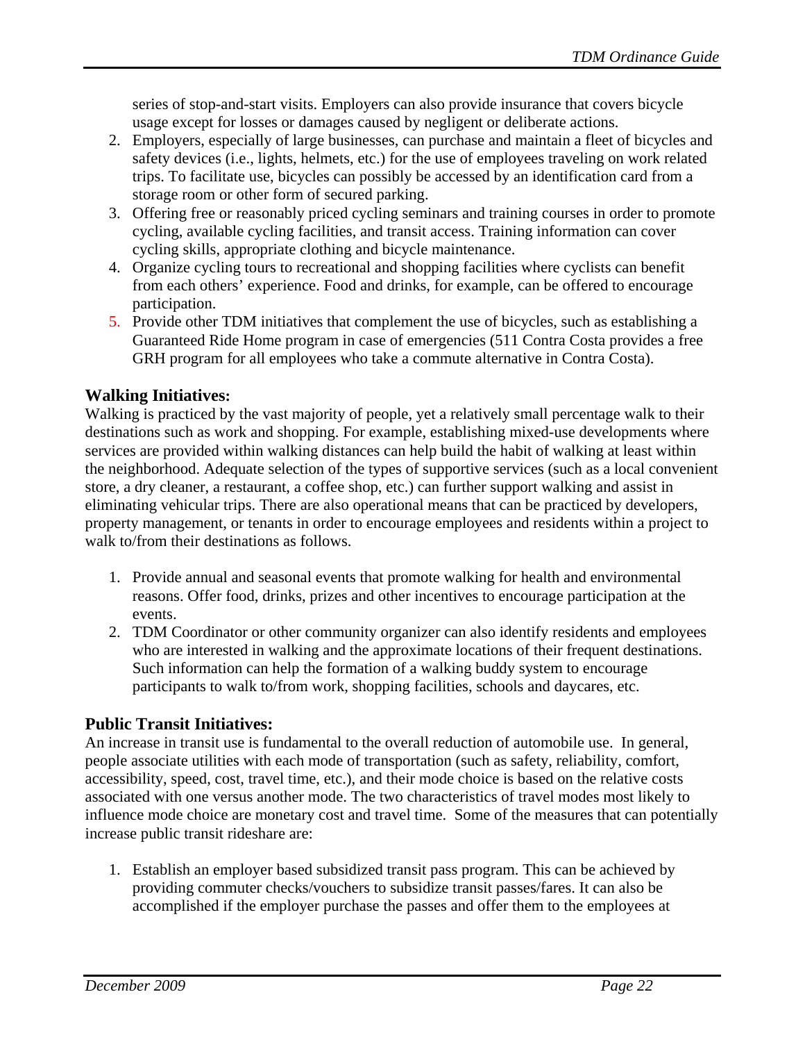series of stop-and-start visits. Employers can also provide insurance that covers bicycle usage except for losses or damages caused by negligent or deliberate actions.

2. Employers, especially of large businesses, can purchase and maintain a fleet of bicycles and safety devices (i.e., lights, helmets, etc.) for the use of employees traveling on work related trips. To facilitate use, bicycles can possibly be accessed by an identification card from a storage room or other form of secured parking.
3. Offering free or reasonably priced cycling seminars and training courses in order to promote cycling, available cycling facilities, and transit access. Training information can cover cycling skills, appropriate clothing and bicycle maintenance.
4. Organize cycling tours to recreational and shopping facilities where cyclists can benefit from each others' experience. Food and drinks, for example, can be offered to encourage participation.
5. Provide other TDM initiatives that complement the use of bicycles, such as establishing a Guaranteed Ride Home program in case of emergencies (511 Contra Costa provides a free GRH program for all employees who take a commute alternative in Contra Costa).

## Walking Initiatives:

Walking is practiced by the vast majority of people, yet a relatively small percentage walk to their destinations such as work and shopping. For example, establishing mixed-use developments where services are provided within walking distances can help build the habit of walking at least within the neighborhood. Adequate selection of the types of supportive services (such as a local convenient store, a dry cleaner, a restaurant, a coffee shop, etc.) can further support walking and assist in eliminating vehicular trips. There are also operational means that can be practiced by developers, property management, or tenants in order to encourage employees and residents within a project to walk to/from their destinations as follows.

1. Provide annual and seasonal events that promote walking for health and environmental reasons. Offer food, drinks, prizes and other incentives to encourage participation at the events.
2. TDM Coordinator or other community organizer can also identify residents and employees who are interested in walking and the approximate locations of their frequent destinations. Such information can help the formation of a walking buddy system to encourage participants to walk to/from work, shopping facilities, schools and daycares, etc.

## Public Transit Initiatives:

An increase in transit use is fundamental to the overall reduction of automobile use. In general, people associate utilities with each mode of transportation (such as safety, reliability, comfort, accessibility, speed, cost, travel time, etc.), and their mode choice is based on the relative costs associated with one versus another mode. The two characteristics of travel modes most likely to influence mode choice are monetary cost and travel time. Some of the measures that can potentially increase public transit rideshare are:

1. Establish an employer based subsidized transit pass program. This can be achieved by providing commuter checks/vouchers to subsidize transit passes/fares. It can also be accomplished if the employer purchase the passes and offer them to the employees at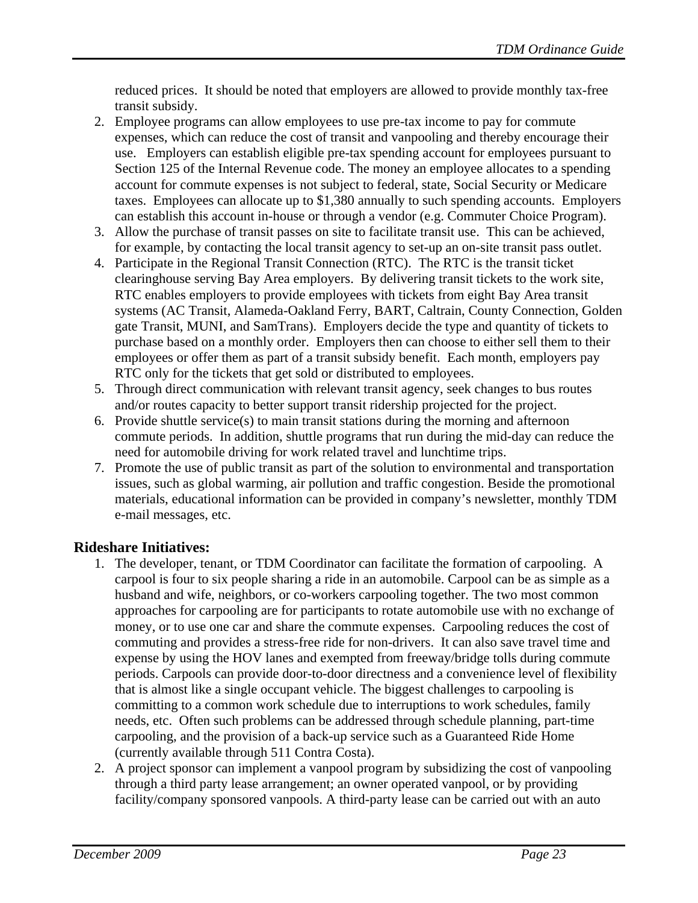reduced prices. It should be noted that employers are allowed to provide monthly tax-free transit subsidy.

2. Employee programs can allow employees to use pre-tax income to pay for commute expenses, which can reduce the cost of transit and vanpooling and thereby encourage their use. Employers can establish eligible pre-tax spending account for employees pursuant to Section 125 of the Internal Revenue code. The money an employee allocates to a spending account for commute expenses is not subject to federal, state, Social Security or Medicare taxes. Employees can allocate up to $1,380 annually to such spending accounts. Employers can establish this account in-house or through a vendor (e.g. Commuter Choice Program).
3. Allow the purchase of transit passes on site to facilitate transit use. This can be achieved, for example, by contacting the local transit agency to set-up an on-site transit pass outlet.
4. Participate in the Regional Transit Connection (RTC). The RTC is the transit ticket clearinghouse serving Bay Area employers. By delivering transit tickets to the work site, RTC enables employers to provide employees with tickets from eight Bay Area transit systems (AC Transit, Alameda-Oakland Ferry, BART, Caltrain, County Connection, Golden gate Transit, MUNI, and SamTrans). Employers decide the type and quantity of tickets to purchase based on a monthly order. Employers then can choose to either sell them to their employees or offer them as part of a transit subsidy benefit. Each month, employers pay RTC only for the tickets that get sold or distributed to employees.
5. Through direct communication with relevant transit agency, seek changes to bus routes and/or routes capacity to better support transit ridership projected for the project.
6. Provide shuttle service(s) to main transit stations during the morning and afternoon commute periods. In addition, shuttle programs that run during the mid-day can reduce the need for automobile driving for work related travel and lunchtime trips.
7. Promote the use of public transit as part of the solution to environmental and transportation issues, such as global warming, air pollution and traffic congestion. Beside the promotional materials, educational information can be provided in company's newsletter, monthly TDM e-mail messages, etc.

### Rideshare Initiatives:

1. The developer, tenant, or TDM Coordinator can facilitate the formation of carpooling. A carpool is four to six people sharing a ride in an automobile. Carpool can be as simple as a husband and wife, neighbors, or co-workers carpooling together. The two most common approaches for carpooling are for participants to rotate automobile use with no exchange of money, or to use one car and share the commute expenses. Carpooling reduces the cost of commuting and provides a stress-free ride for non-drivers. It can also save travel time and expense by using the HOV lanes and exempted from freeway/bridge tolls during commute periods. Carpools can provide door-to-door directness and a convenience level of flexibility that is almost like a single occupant vehicle. The biggest challenges to carpooling is committing to a common work schedule due to interruptions to work schedules, family needs, etc. Often such problems can be addressed through schedule planning, part-time carpooling, and the provision of a back-up service such as a Guaranteed Ride Home (currently available through 511 Contra Costa).
2. A project sponsor can implement a vanpool program by subsidizing the cost of vanpooling through a third party lease arrangement; an owner operated vanpool, or by providing facility/company sponsored vanpools. A third-party lease can be carried out with an auto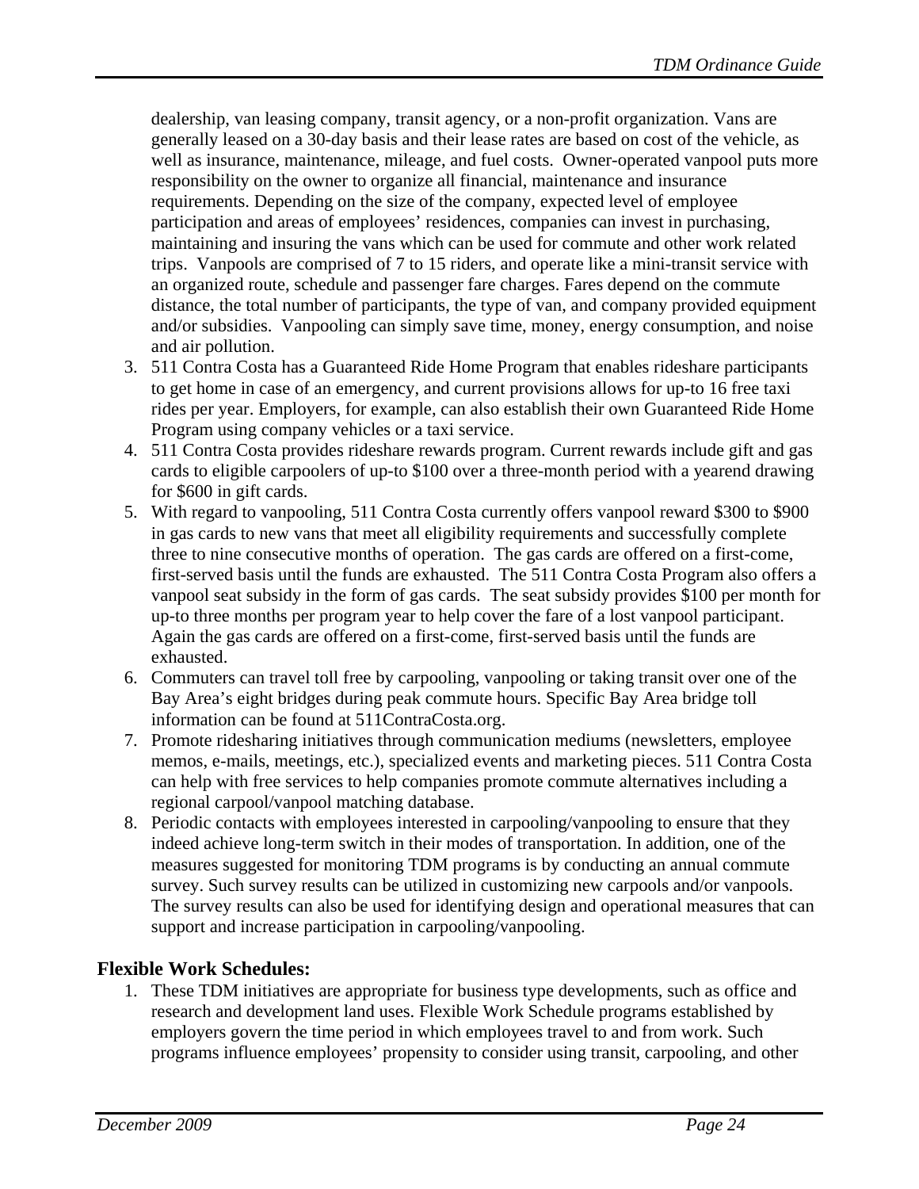dealership, van leasing company, transit agency, or a non-profit organization. Vans are generally leased on a 30-day basis and their lease rates are based on cost of the vehicle, as well as insurance, maintenance, mileage, and fuel costs. Owner-operated vanpool puts more responsibility on the owner to organize all financial, maintenance and insurance requirements. Depending on the size of the company, expected level of employee participation and areas of employees' residences, companies can invest in purchasing, maintaining and insuring the vans which can be used for commute and other work related trips. Vanpools are comprised of 7 to 15 riders, and operate like a mini-transit service with an organized route, schedule and passenger fare charges. Fares depend on the commute distance, the total number of participants, the type of van, and company provided equipment and/or subsidies. Vanpooling can simply save time, money, energy consumption, and noise and air pollution.

3. 511 Contra Costa has a Guaranteed Ride Home Program that enables rideshare participants to get home in case of an emergency, and current provisions allows for up-to 16 free taxi rides per year. Employers, for example, can also establish their own Guaranteed Ride Home Program using company vehicles or a taxi service.
4. 511 Contra Costa provides rideshare rewards program. Current rewards include gift and gas cards to eligible carpoolers of up-to $100 over a three-month period with a yearend drawing for $600 in gift cards.
5. With regard to vanpooling, 511 Contra Costa currently offers vanpool reward $300 to $900 in gas cards to new vans that meet all eligibility requirements and successfully complete three to nine consecutive months of operation. The gas cards are offered on a first-come, first-served basis until the funds are exhausted. The 511 Contra Costa Program also offers a vanpool seat subsidy in the form of gas cards. The seat subsidy provides $100 per month for up-to three months per program year to help cover the fare of a lost vanpool participant. Again the gas cards are offered on a first-come, first-served basis until the funds are exhausted.
6. Commuters can travel toll free by carpooling, vanpooling or taking transit over one of the Bay Area's eight bridges during peak commute hours. Specific Bay Area bridge toll information can be found at 511ContraCosta.org.
7. Promote ridesharing initiatives through communication mediums (newsletters, employee memos, e-mails, meetings, etc.), specialized events and marketing pieces. 511 Contra Costa can help with free services to help companies promote commute alternatives including a regional carpool/vanpool matching database.
8. Periodic contacts with employees interested in carpooling/vanpooling to ensure that they indeed achieve long-term switch in their modes of transportation. In addition, one of the measures suggested for monitoring TDM programs is by conducting an annual commute survey. Such survey results can be utilized in customizing new carpools and/or vanpools. The survey results can also be used for identifying design and operational measures that can support and increase participation in carpooling/vanpooling.

### Flexible Work Schedules:

1. These TDM initiatives are appropriate for business type developments, such as office and research and development land uses. Flexible Work Schedule programs established by employers govern the time period in which employees travel to and from work. Such programs influence employees' propensity to consider using transit, carpooling, and other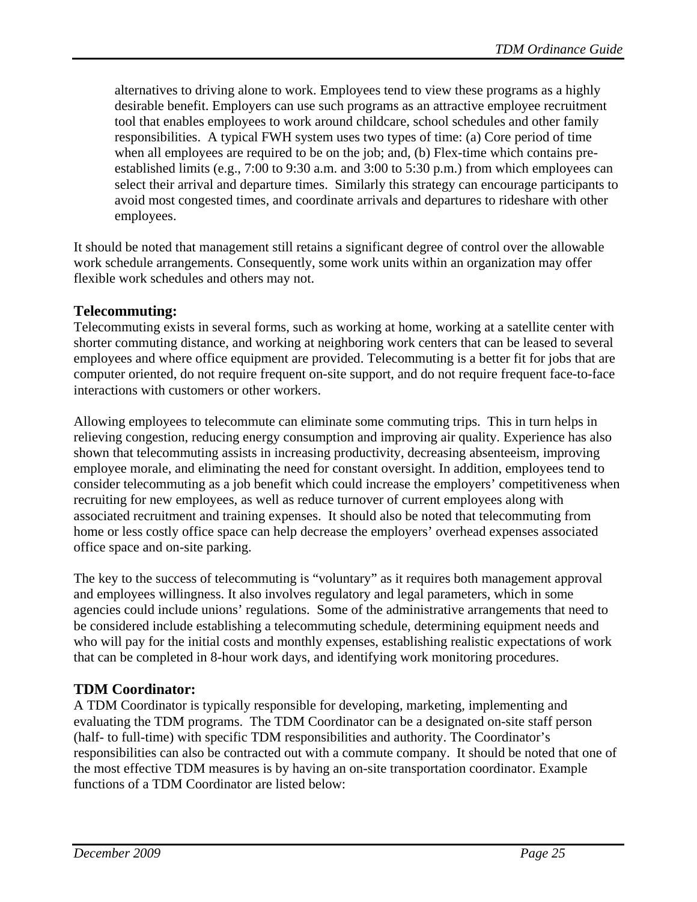alternatives to driving alone to work. Employees tend to view these programs as a highly desirable benefit. Employers can use such programs as an attractive employee recruitment tool that enables employees to work around childcare, school schedules and other family responsibilities. A typical FWH system uses two types of time: (a) Core period of time when all employees are required to be on the job; and, (b) Flex-time which contains pre-established limits (e.g., 7:00 to 9:30 a.m. and 3:00 to 5:30 p.m.) from which employees can select their arrival and departure times. Similarly this strategy can encourage participants to avoid most congested times, and coordinate arrivals and departures to rideshare with other employees.

It should be noted that management still retains a significant degree of control over the allowable work schedule arrangements. Consequently, some work units within an organization may offer flexible work schedules and others may not.

## Telecommuting:

Telecommuting exists in several forms, such as working at home, working at a satellite center with shorter commuting distance, and working at neighboring work centers that can be leased to several employees and where office equipment are provided. Telecommuting is a better fit for jobs that are computer oriented, do not require frequent on-site support, and do not require frequent face-to-face interactions with customers or other workers.

Allowing employees to telecommute can eliminate some commuting trips. This in turn helps in relieving congestion, reducing energy consumption and improving air quality. Experience has also shown that telecommuting assists in increasing productivity, decreasing absenteeism, improving employee morale, and eliminating the need for constant oversight. In addition, employees tend to consider telecommuting as a job benefit which could increase the employers' competitiveness when recruiting for new employees, as well as reduce turnover of current employees along with associated recruitment and training expenses. It should also be noted that telecommuting from home or less costly office space can help decrease the employers' overhead expenses associated office space and on-site parking.

The key to the success of telecommuting is "voluntary" as it requires both management approval and employees willingness. It also involves regulatory and legal parameters, which in some agencies could include unions' regulations. Some of the administrative arrangements that need to be considered include establishing a telecommuting schedule, determining equipment needs and who will pay for the initial costs and monthly expenses, establishing realistic expectations of work that can be completed in 8-hour work days, and identifying work monitoring procedures.

## TDM Coordinator:

A TDM Coordinator is typically responsible for developing, marketing, implementing and evaluating the TDM programs. The TDM Coordinator can be a designated on-site staff person (half- to full-time) with specific TDM responsibilities and authority. The Coordinator's responsibilities can also be contracted out with a commute company. It should be noted that one of the most effective TDM measures is by having an on-site transportation coordinator. Example functions of a TDM Coordinator are listed below: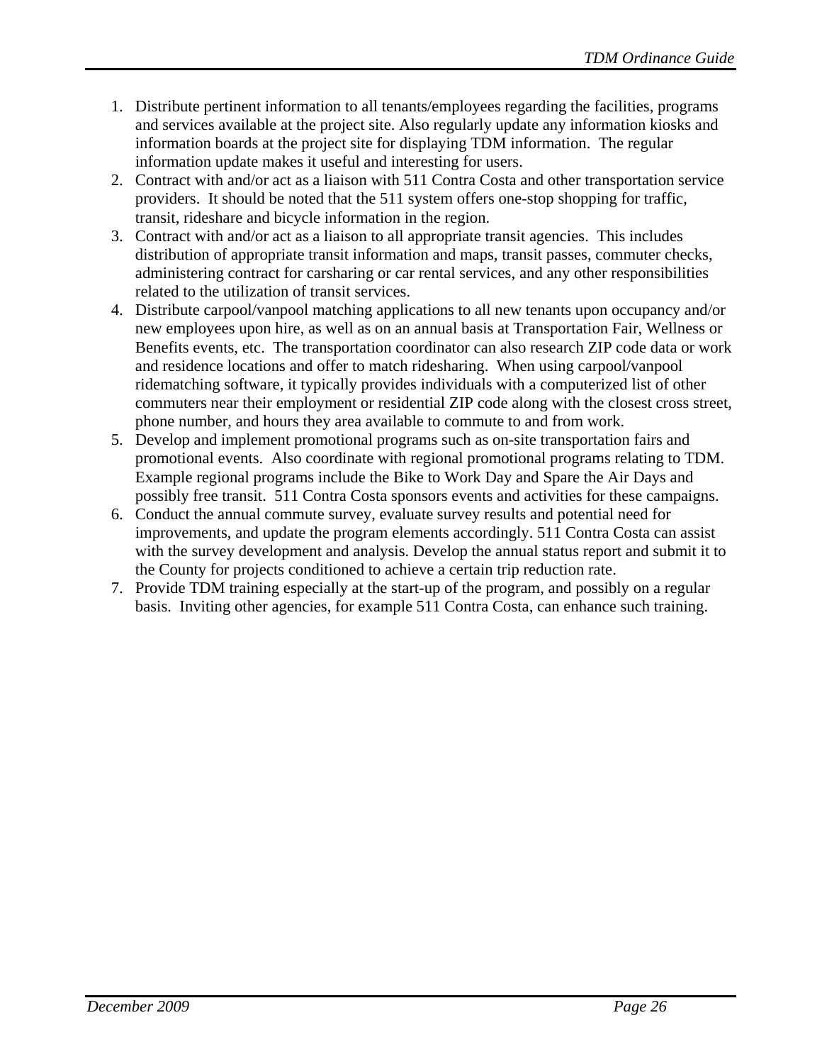1. Distribute pertinent information to all tenants/employees regarding the facilities, programs and services available at the project site. Also regularly update any information kiosks and information boards at the project site for displaying TDM information. The regular information update makes it useful and interesting for users.
2. Contract with and/or act as a liaison with 511 Contra Costa and other transportation service providers. It should be noted that the 511 system offers one-stop shopping for traffic, transit, rideshare and bicycle information in the region.
3. Contract with and/or act as a liaison to all appropriate transit agencies. This includes distribution of appropriate transit information and maps, transit passes, commuter checks, administering contract for carsharing or car rental services, and any other responsibilities related to the utilization of transit services.
4. Distribute carpool/vanpool matching applications to all new tenants upon occupancy and/or new employees upon hire, as well as on an annual basis at Transportation Fair, Wellness or Benefits events, etc. The transportation coordinator can also research ZIP code data or work and residence locations and offer to match ridesharing. When using carpool/vanpool ridematching software, it typically provides individuals with a computerized list of other commuters near their employment or residential ZIP code along with the closest cross street, phone number, and hours they area available to commute to and from work.
5. Develop and implement promotional programs such as on-site transportation fairs and promotional events. Also coordinate with regional promotional programs relating to TDM. Example regional programs include the Bike to Work Day and Spare the Air Days and possibly free transit. 511 Contra Costa sponsors events and activities for these campaigns.
6. Conduct the annual commute survey, evaluate survey results and potential need for improvements, and update the program elements accordingly. 511 Contra Costa can assist with the survey development and analysis. Develop the annual status report and submit it to the County for projects conditioned to achieve a certain trip reduction rate.
7. Provide TDM training especially at the start-up of the program, and possibly on a regular basis. Inviting other agencies, for example 511 Contra Costa, can enhance such training.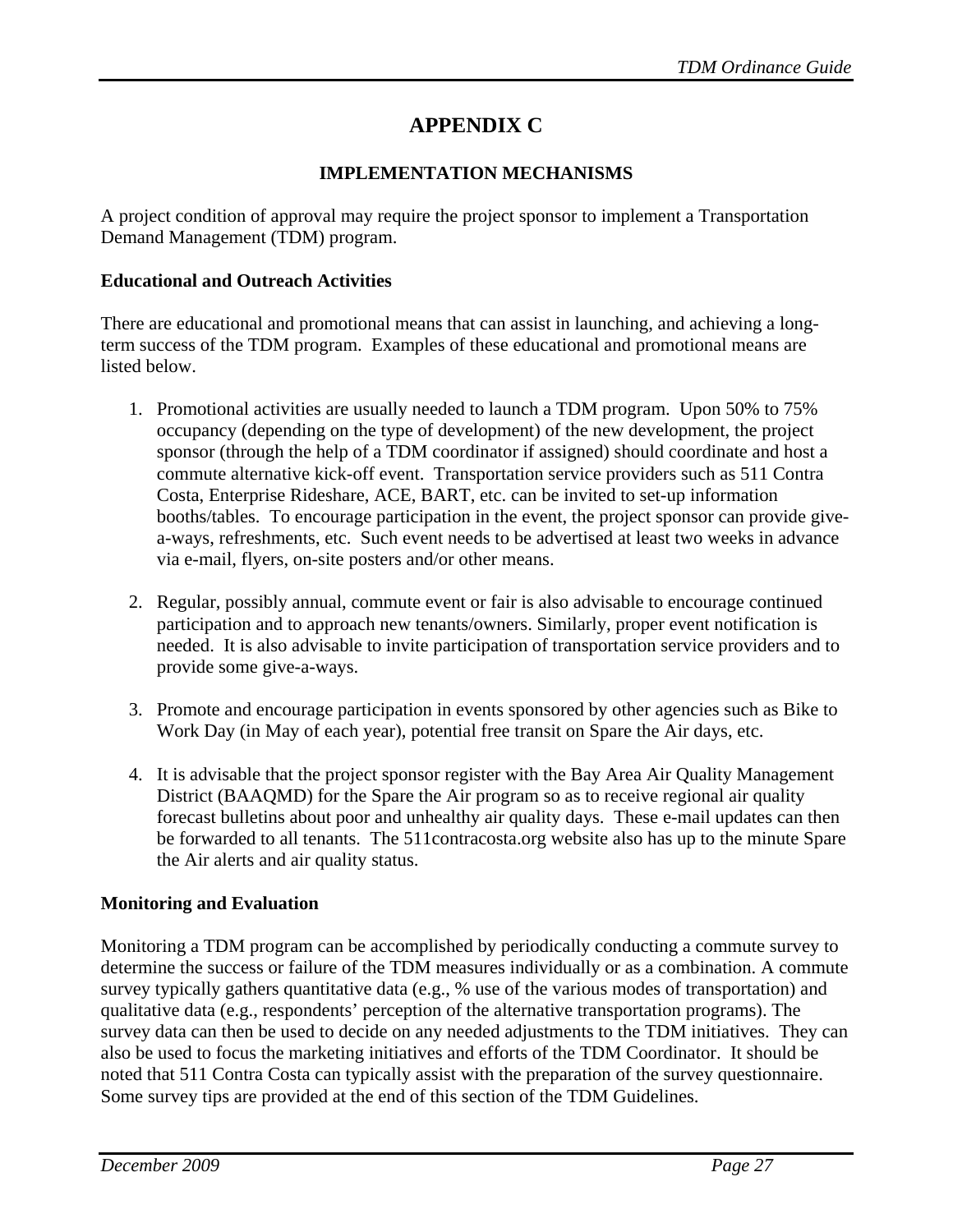# APPENDIX C

## IMPLEMENTATION MECHANISMS

A project condition of approval may require the project sponsor to implement a Transportation Demand Management (TDM) program.

**Educational and Outreach Activities**

There are educational and promotional means that can assist in launching, and achieving a long-term success of the TDM program. Examples of these educational and promotional means are listed below.

1. Promotional activities are usually needed to launch a TDM program. Upon 50% to 75% occupancy (depending on the type of development) of the new development, the project sponsor (through the help of a TDM coordinator if assigned) should coordinate and host a commute alternative kick-off event. Transportation service providers such as 511 Contra Costa, Enterprise Rideshare, ACE, BART, etc. can be invited to set-up information booths/tables. To encourage participation in the event, the project sponsor can provide give-a-ways, refreshments, etc. Such event needs to be advertised at least two weeks in advance via e-mail, flyers, on-site posters and/or other means.

2. Regular, possibly annual, commute event or fair is also advisable to encourage continued participation and to approach new tenants/owners. Similarly, proper event notification is needed. It is also advisable to invite participation of transportation service providers and to provide some give-a-ways.

3. Promote and encourage participation in events sponsored by other agencies such as Bike to Work Day (in May of each year), potential free transit on Spare the Air days, etc.

4. It is advisable that the project sponsor register with the Bay Area Air Quality Management District (BAAQMD) for the Spare the Air program so as to receive regional air quality forecast bulletins about poor and unhealthy air quality days. These e-mail updates can then be forwarded to all tenants. The 511contracosta.org website also has up to the minute Spare the Air alerts and air quality status.

**Monitoring and Evaluation**

Monitoring a TDM program can be accomplished by periodically conducting a commute survey to determine the success or failure of the TDM measures individually or as a combination. A commute survey typically gathers quantitative data (e.g., % use of the various modes of transportation) and qualitative data (e.g., respondents' perception of the alternative transportation programs). The survey data can then be used to decide on any needed adjustments to the TDM initiatives. They can also be used to focus the marketing initiatives and efforts of the TDM Coordinator. It should be noted that 511 Contra Costa can typically assist with the preparation of the survey questionnaire. Some survey tips are provided at the end of this section of the TDM Guidelines.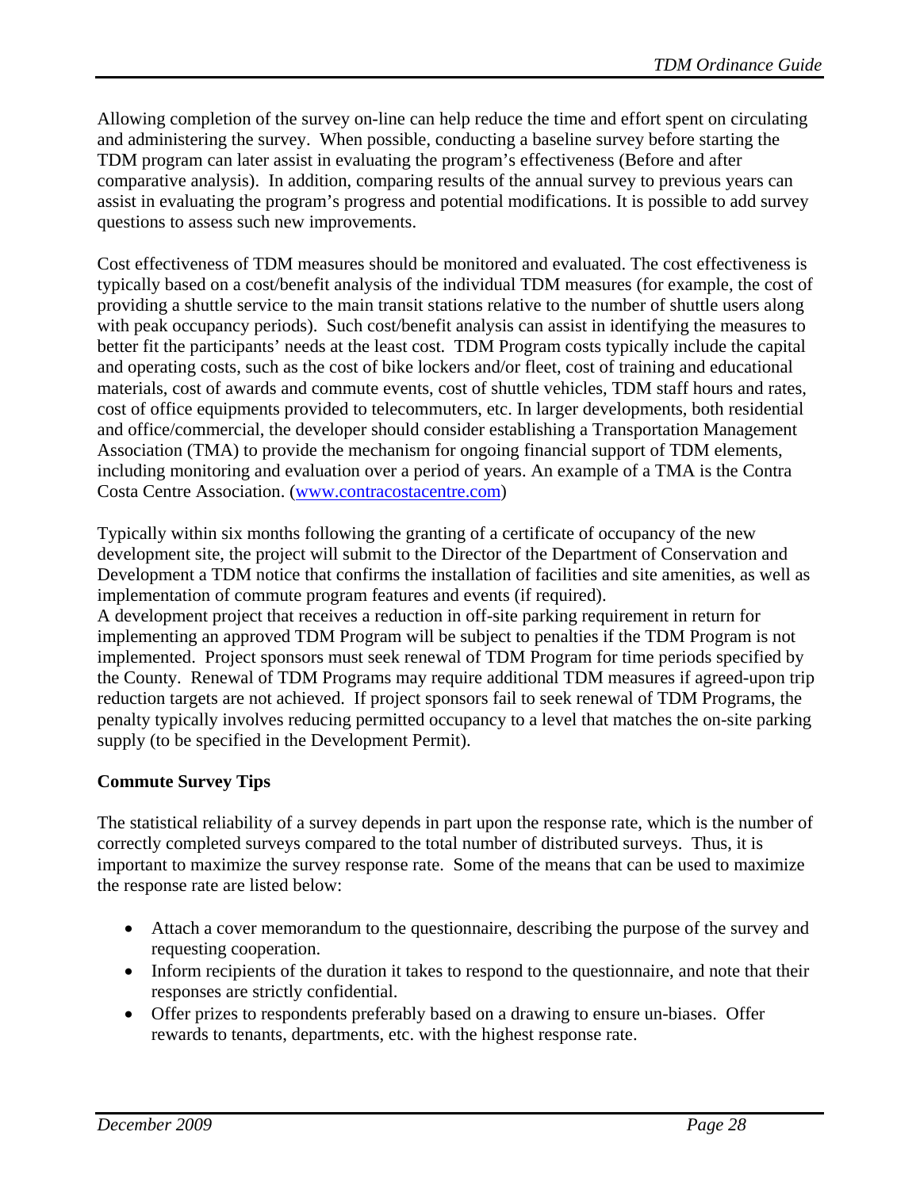Allowing completion of the survey on-line can help reduce the time and effort spent on circulating and administering the survey. When possible, conducting a baseline survey before starting the TDM program can later assist in evaluating the program's effectiveness (Before and after comparative analysis). In addition, comparing results of the annual survey to previous years can assist in evaluating the program's progress and potential modifications. It is possible to add survey questions to assess such new improvements.

Cost effectiveness of TDM measures should be monitored and evaluated. The cost effectiveness is typically based on a cost/benefit analysis of the individual TDM measures (for example, the cost of providing a shuttle service to the main transit stations relative to the number of shuttle users along with peak occupancy periods). Such cost/benefit analysis can assist in identifying the measures to better fit the participants' needs at the least cost. TDM Program costs typically include the capital and operating costs, such as the cost of bike lockers and/or fleet, cost of training and educational materials, cost of awards and commute events, cost of shuttle vehicles, TDM staff hours and rates, cost of office equipments provided to telecommuters, etc. In larger developments, both residential and office/commercial, the developer should consider establishing a Transportation Management Association (TMA) to provide the mechanism for ongoing financial support of TDM elements, including monitoring and evaluation over a period of years. An example of a TMA is the Contra Costa Centre Association. ([www.contracostacentre.com](http://www.contracostacentre.com))

Typically within six months following the granting of a certificate of occupancy of the new development site, the project will submit to the Director of the Department of Conservation and Development a TDM notice that confirms the installation of facilities and site amenities, as well as implementation of commute program features and events (if required).
A development project that receives a reduction in off-site parking requirement in return for implementing an approved TDM Program will be subject to penalties if the TDM Program is not implemented. Project sponsors must seek renewal of TDM Program for time periods specified by the County. Renewal of TDM Programs may require additional TDM measures if agreed-upon trip reduction targets are not achieved. If project sponsors fail to seek renewal of TDM Programs, the penalty typically involves reducing permitted occupancy to a level that matches the on-site parking supply (to be specified in the Development Permit).

**Commute Survey Tips**

The statistical reliability of a survey depends in part upon the response rate, which is the number of correctly completed surveys compared to the total number of distributed surveys. Thus, it is important to maximize the survey response rate. Some of the means that can be used to maximize the response rate are listed below:

- Attach a cover memorandum to the questionnaire, describing the purpose of the survey and requesting cooperation.
- Inform recipients of the duration it takes to respond to the questionnaire, and note that their responses are strictly confidential.
- Offer prizes to respondents preferably based on a drawing to ensure un-biases. Offer rewards to tenants, departments, etc. with the highest response rate.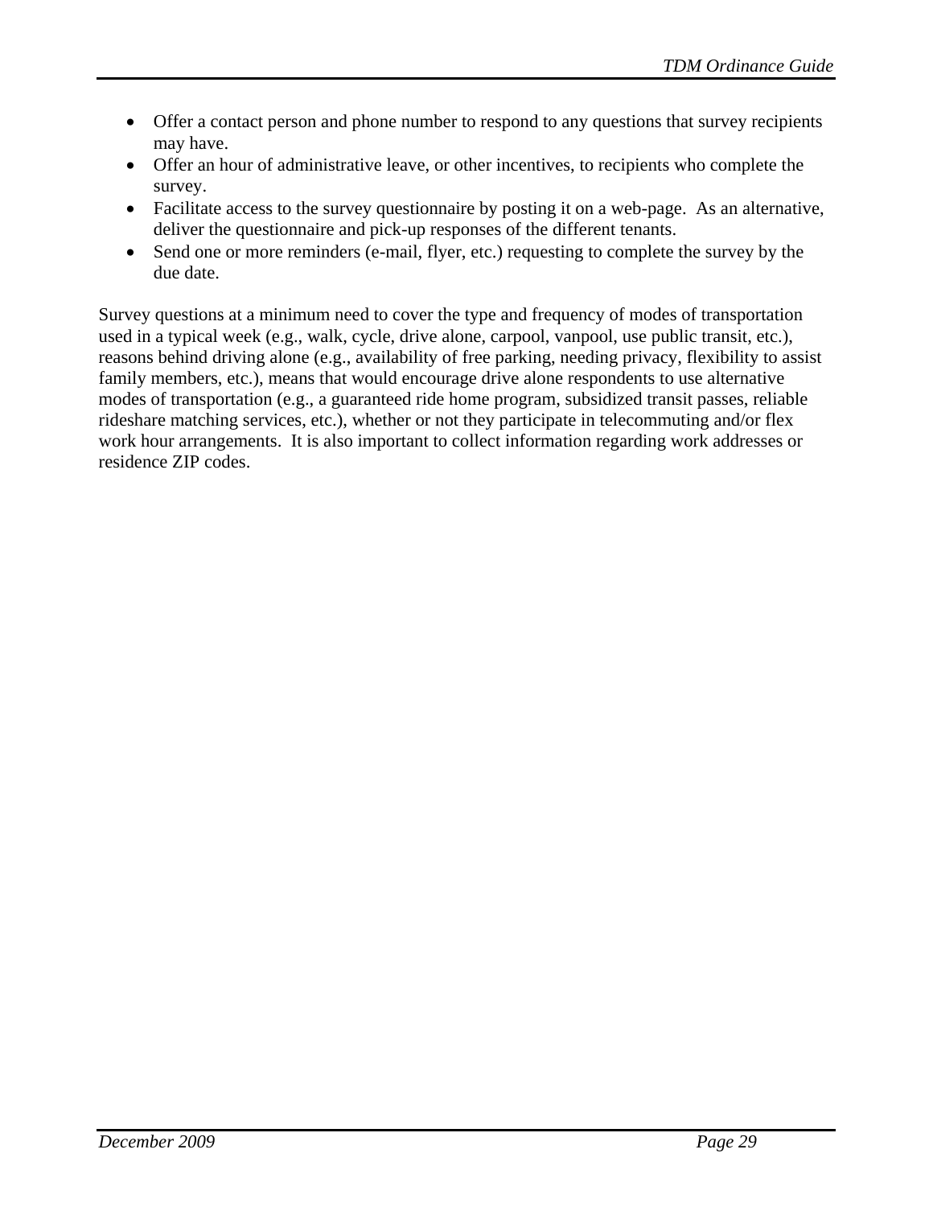- Offer a contact person and phone number to respond to any questions that survey recipients may have.
- Offer an hour of administrative leave, or other incentives, to recipients who complete the survey.
- Facilitate access to the survey questionnaire by posting it on a web-page. As an alternative, deliver the questionnaire and pick-up responses of the different tenants.
- Send one or more reminders (e-mail, flyer, etc.) requesting to complete the survey by the due date.

Survey questions at a minimum need to cover the type and frequency of modes of transportation used in a typical week (e.g., walk, cycle, drive alone, carpool, vanpool, use public transit, etc.), reasons behind driving alone (e.g., availability of free parking, needing privacy, flexibility to assist family members, etc.), means that would encourage drive alone respondents to use alternative modes of transportation (e.g., a guaranteed ride home program, subsidized transit passes, reliable rideshare matching services, etc.), whether or not they participate in telecommuting and/or flex work hour arrangements. It is also important to collect information regarding work addresses or residence ZIP codes.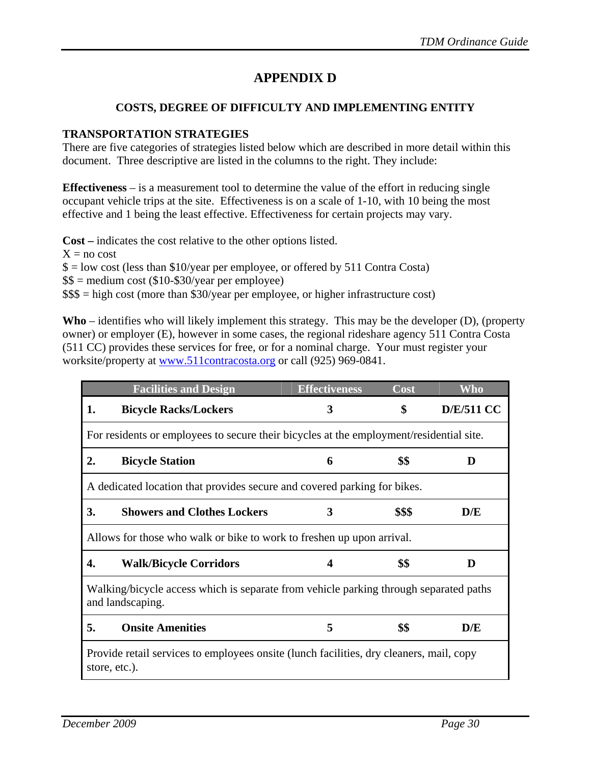# APPENDIX D

## COSTS, DEGREE OF DIFFICULTY AND IMPLEMENTING ENTITY

### TRANSPORTATION STRATEGIES

There are five categories of strategies listed below which are described in more detail within this document. Three descriptive are listed in the columns to the right. They include:

**Effectiveness** – is a measurement tool to determine the value of the effort in reducing single occupant vehicle trips at the site. Effectiveness is on a scale of 1-10, with 10 being the most effective and 1 being the least effective. Effectiveness for certain projects may vary.

**Cost –** indicates the cost relative to the other options listed.
X = no cost
$ = low cost (less than $10/year per employee, or offered by 511 Contra Costa)
$$ = medium cost ($10-$30/year per employee)
$$$ = high cost (more than $30/year per employee, or higher infrastructure cost)

**Who** – identifies who will likely implement this strategy. This may be the developer (D), (property owner) or employer (E), however in some cases, the regional rideshare agency 511 Contra Costa (511 CC) provides these services for free, or for a nominal charge. Your must register your worksite/property at [www.511contracosta.org](http://www.511contracosta.org) or call (925) 969-0841.

| Facilities and Design | Effectiveness | Cost | Who |
|---|---|---|---|
| **1. Bicycle Racks/Lockers** | **3** | **$** | **D/E/511 CC** |
| For residents or employees to secure their bicycles at the employment/residential site. | | | |
| **2. Bicycle Station** | **6** | **$$** | **D** |
| A dedicated location that provides secure and covered parking for bikes. | | | |
| **3. Showers and Clothes Lockers** | **3** | **$$$** | **D/E** |
| Allows for those who walk or bike to work to freshen up upon arrival. | | | |
| **4. Walk/Bicycle Corridors** | **4** | **$$** | **D** |
| Walking/bicycle access which is separate from vehicle parking through separated paths and landscaping. | | | |
| **5. Onsite Amenities** | **5** | **$$** | **D/E** |
| Provide retail services to employees onsite (lunch facilities, dry cleaners, mail, copy store, etc.). | | | |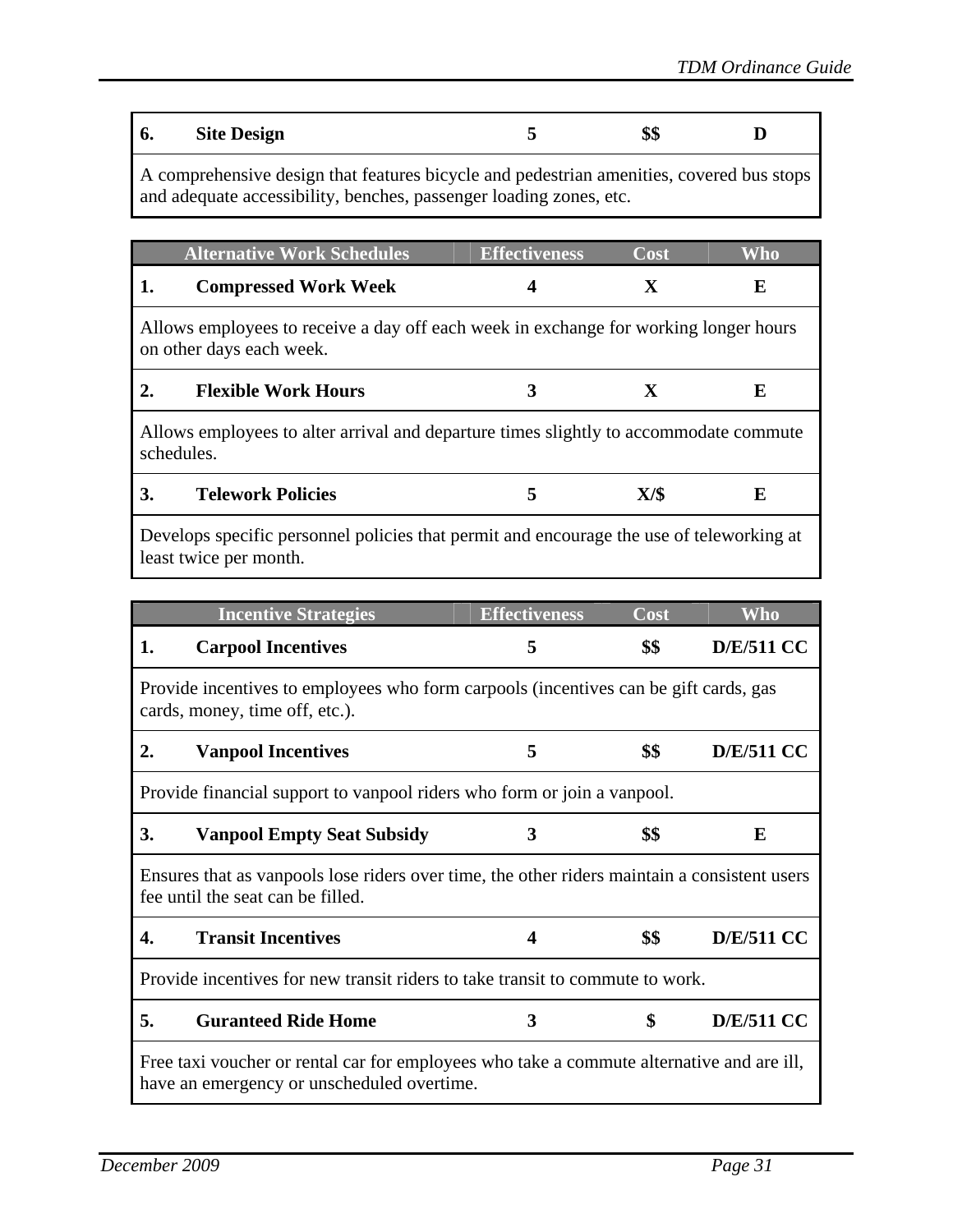| 6. | Site Design | 5 | $$ | D |
|---|---|---|---|---|
| A comprehensive design that features bicycle and pedestrian amenities, covered bus stops and adequate accessibility, benches, passenger loading zones, etc. | | | | |

| | Alternative Work Schedules | Effectiveness | Cost | Who |
|---|---|---|---|---|
| 1. | **Compressed Work Week** | 4 | X | E |
| Allows employees to receive a day off each week in exchange for working longer hours on other days each week. | | | | |
| 2. | **Flexible Work Hours** | 3 | X | E |
| Allows employees to alter arrival and departure times slightly to accommodate commute schedules. | | | | |
| 3. | **Telework Policies** | 5 | X/$ | E |
| Develops specific personnel policies that permit and encourage the use of teleworking at least twice per month. | | | | |

| | Incentive Strategies | Effectiveness | Cost | Who |
|---|---|---|---|---|
| 1. | **Carpool Incentives** | 5 | $$ | D/E/511 CC |
| Provide incentives to employees who form carpools (incentives can be gift cards, gas cards, money, time off, etc.). | | | | |
| 2. | **Vanpool Incentives** | 5 | $$ | D/E/511 CC |
| Provide financial support to vanpool riders who form or join a vanpool. | | | | |
| 3. | **Vanpool Empty Seat Subsidy** | 3 | $$ | E |
| Ensures that as vanpools lose riders over time, the other riders maintain a consistent users fee until the seat can be filled. | | | | |
| 4. | **Transit Incentives** | 4 | $$ | D/E/511 CC |
| Provide incentives for new transit riders to take transit to commute to work. | | | | |
| 5. | **Guranteed Ride Home** | 3 | $ | D/E/511 CC |
| Free taxi voucher or rental car for employees who take a commute alternative and are ill, have an emergency or unscheduled overtime. | | | | |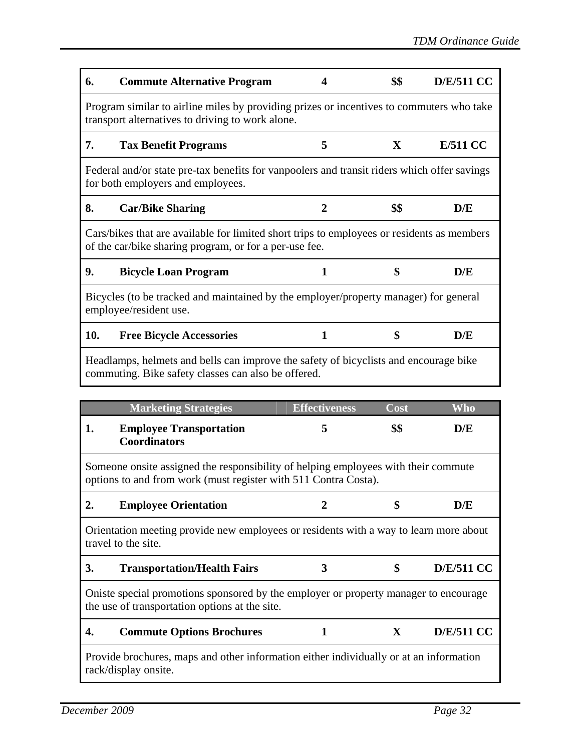| | | | | |
|---|---|---|---|---|
| **6.** | **Commute Alternative Program** | **4** | **$$** | **D/E/511 CC** |
| Program similar to airline miles by providing prizes or incentives to commuters who take transport alternatives to driving to work alone. | | | | |
| **7.** | **Tax Benefit Programs** | **5** | **X** | **E/511 CC** |
| Federal and/or state pre-tax benefits for vanpoolers and transit riders which offer savings for both employers and employees. | | | | |
| **8.** | **Car/Bike Sharing** | **2** | **$$** | **D/E** |
| Cars/bikes that are available for limited short trips to employees or residents as members of the car/bike sharing program, or for a per-use fee. | | | | |
| **9.** | **Bicycle Loan Program** | **1** | **$** | **D/E** |
| Bicycles (to be tracked and maintained by the employer/property manager) for general employee/resident use. | | | | |
| **10.** | **Free Bicycle Accessories** | **1** | **$** | **D/E** |
| Headlamps, helmets and bells can improve the safety of bicyclists and encourage bike commuting. Bike safety classes can also be offered. | | | | |

| | Marketing Strategies | Effectiveness | Cost | Who |
|---|---|---|---|---|
| **1.** | **Employee Transportation Coordinators** | **5** | **$$** | **D/E** |
| Someone onsite assigned the responsibility of helping employees with their commute options to and from work (must register with 511 Contra Costa). | | | | |
| **2.** | **Employee Orientation** | **2** | **$** | **D/E** |
| Orientation meeting provide new employees or residents with a way to learn more about travel to the site. | | | | |
| **3.** | **Transportation/Health Fairs** | **3** | **$** | **D/E/511 CC** |
| Oniste special promotions sponsored by the employer or property manager to encourage the use of transportation options at the site. | | | | |
| **4.** | **Commute Options Brochures** | **1** | **X** | **D/E/511 CC** |
| Provide brochures, maps and other information either individually or at an information rack/display onsite. | | | | |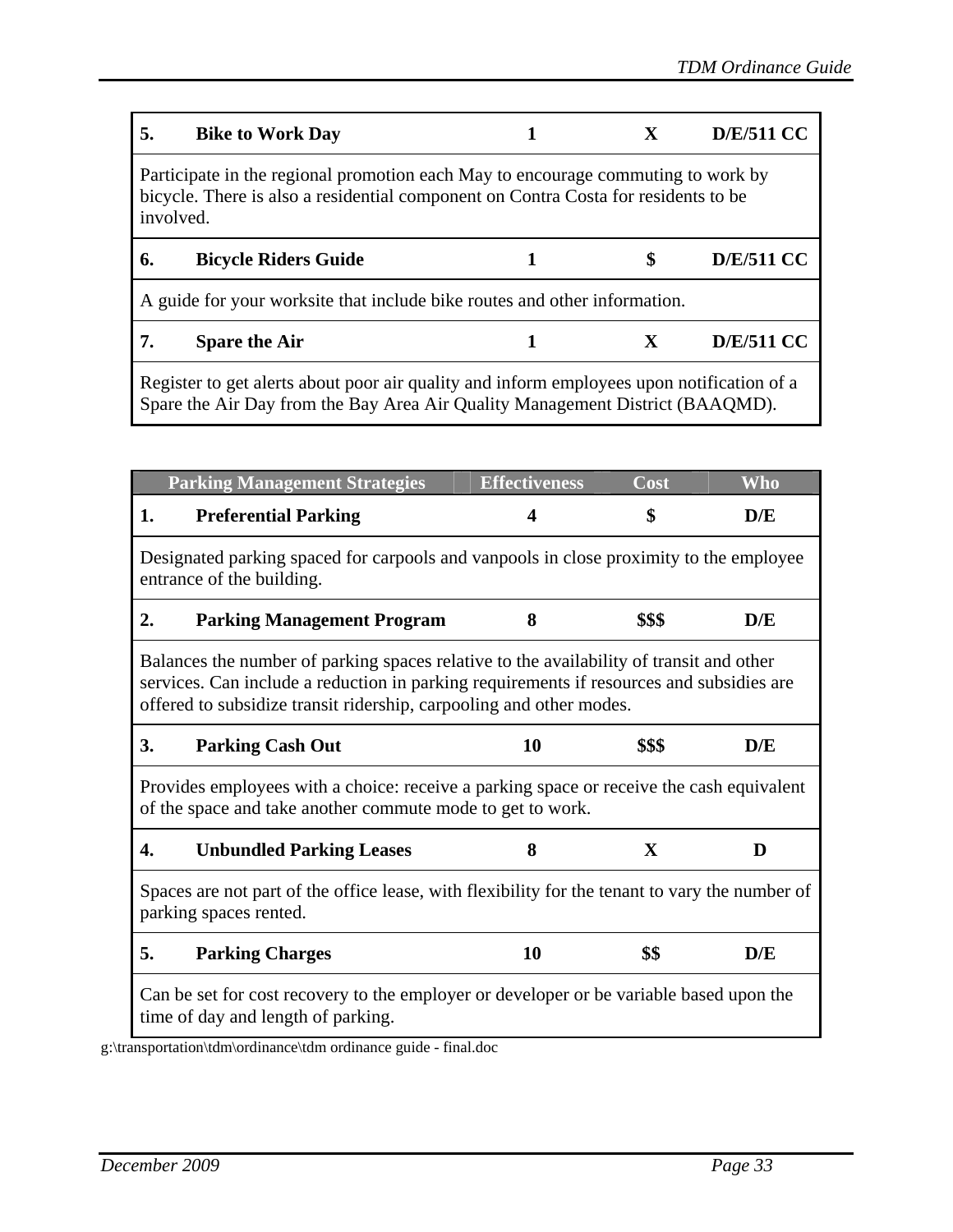| | | | | |
|---|---|---|---|---|
| **5.** | **Bike to Work Day** | **1** | **X** | **D/E/511 CC** |
| Participate in the regional promotion each May to encourage commuting to work by bicycle. There is also a residential component on Contra Costa for residents to be involved. | | | | |
| **6.** | **Bicycle Riders Guide** | **1** | **$** | **D/E/511 CC** |
| A guide for your worksite that include bike routes and other information. | | | | |
| **7.** | **Spare the Air** | **1** | **X** | **D/E/511 CC** |
| Register to get alerts about poor air quality and inform employees upon notification of a Spare the Air Day from the Bay Area Air Quality Management District (BAAQMD). | | | | |

| | **Parking Management Strategies** | **Effectiveness** | **Cost** | **Who** |
|---|---|---|---|---|
| **1.** | **Preferential Parking** | **4** | **$** | **D/E** |
| Designated parking spaced for carpools and vanpools in close proximity to the employee entrance of the building. | | | | |
| **2.** | **Parking Management Program** | **8** | **$$$** | **D/E** |
| Balances the number of parking spaces relative to the availability of transit and other services. Can include a reduction in parking requirements if resources and subsidies are offered to subsidize transit ridership, carpooling and other modes. | | | | |
| **3.** | **Parking Cash Out** | **10** | **$$$** | **D/E** |
| Provides employees with a choice: receive a parking space or receive the cash equivalent of the space and take another commute mode to get to work. | | | | |
| **4.** | **Unbundled Parking Leases** | **8** | **X** | **D** |
| Spaces are not part of the office lease, with flexibility for the tenant to vary the number of parking spaces rented. | | | | |
| **5.** | **Parking Charges** | **10** | **$$** | **D/E** |
| Can be set for cost recovery to the employer or developer or be variable based upon the time of day and length of parking. | | | | |

g:\transportation\tdm\ordinance\tdm ordinance guide - final.doc